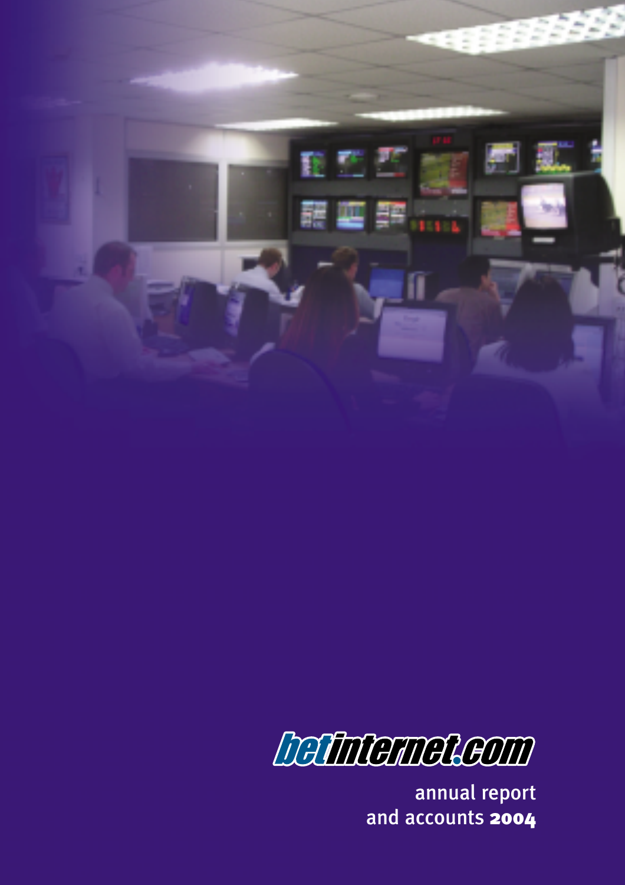betinternet.com

annual report
and accounts **2004**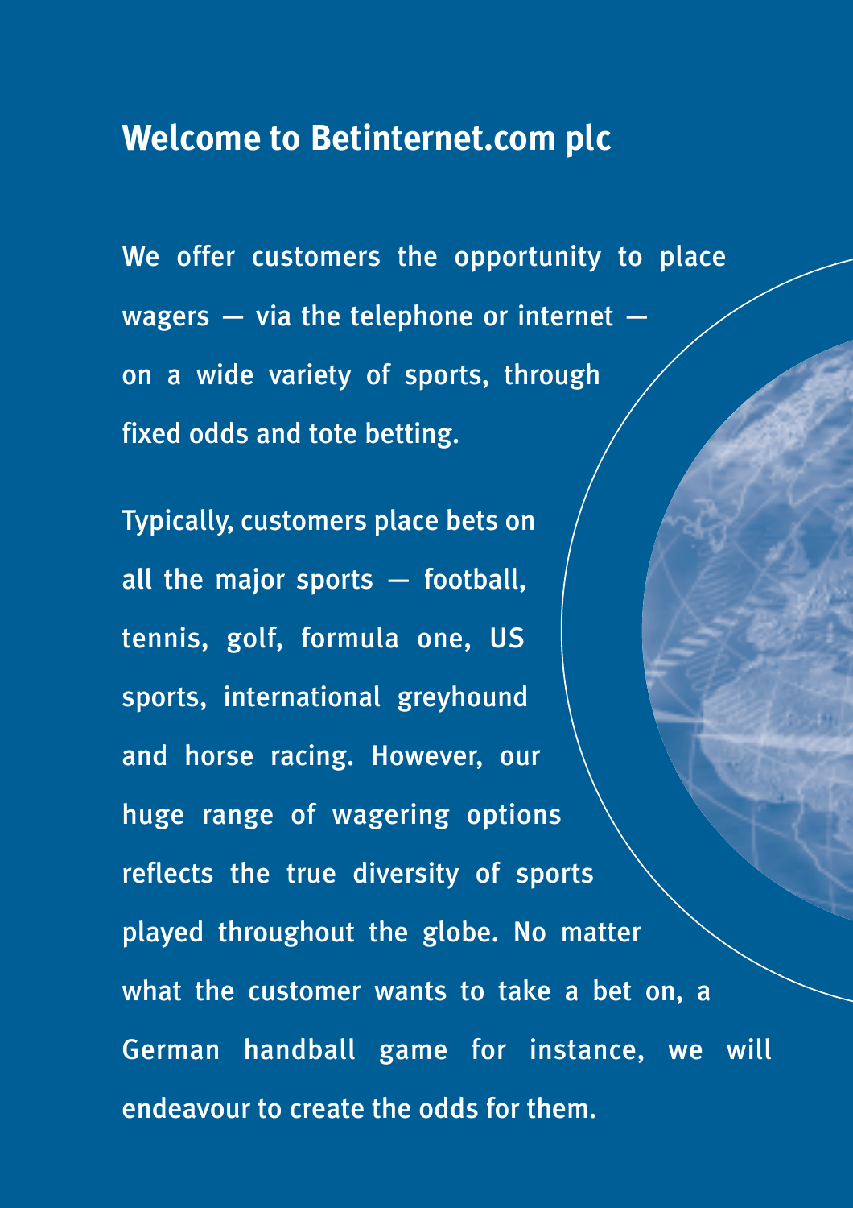# Welcome to Betinternet.com plc

We offer customers the opportunity to place wagers — via the telephone or internet — on a wide variety of sports, through fixed odds and tote betting.

Typically, customers place bets on all the major sports — football, tennis, golf, formula one, US sports, international greyhound and horse racing. However, our huge range of wagering options reflects the true diversity of sports played throughout the globe. No matter what the customer wants to take a bet on, a German handball game for instance, we will endeavour to create the odds for them.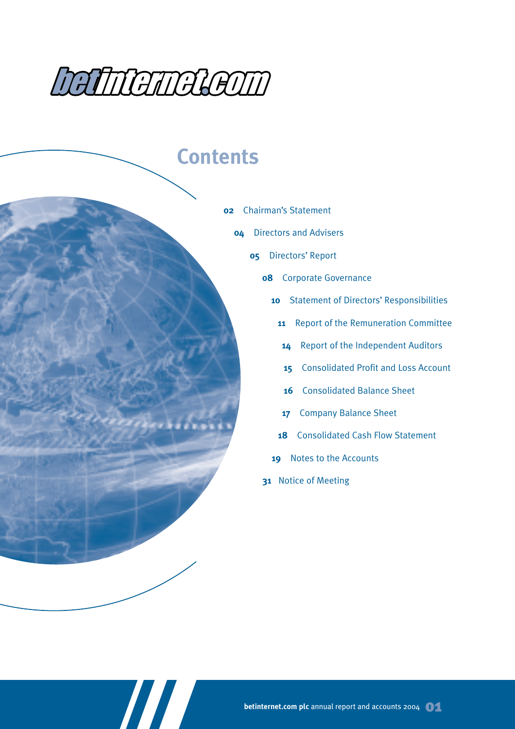betinternet.com

# Contents

| | |
|---|---|
| 02 | Chairman's Statement |
| 04 | Directors and Advisers |
| 05 | Directors' Report |
| 08 | Corporate Governance |
| 10 | Statement of Directors' Responsibilities |
| 11 | Report of the Remuneration Committee |
| 14 | Report of the Independent Auditors |
| 15 | Consolidated Profit and Loss Account |
| 16 | Consolidated Balance Sheet |
| 17 | Company Balance Sheet |
| 18 | Consolidated Cash Flow Statement |
| 19 | Notes to the Accounts |
| 31 | Notice of Meeting |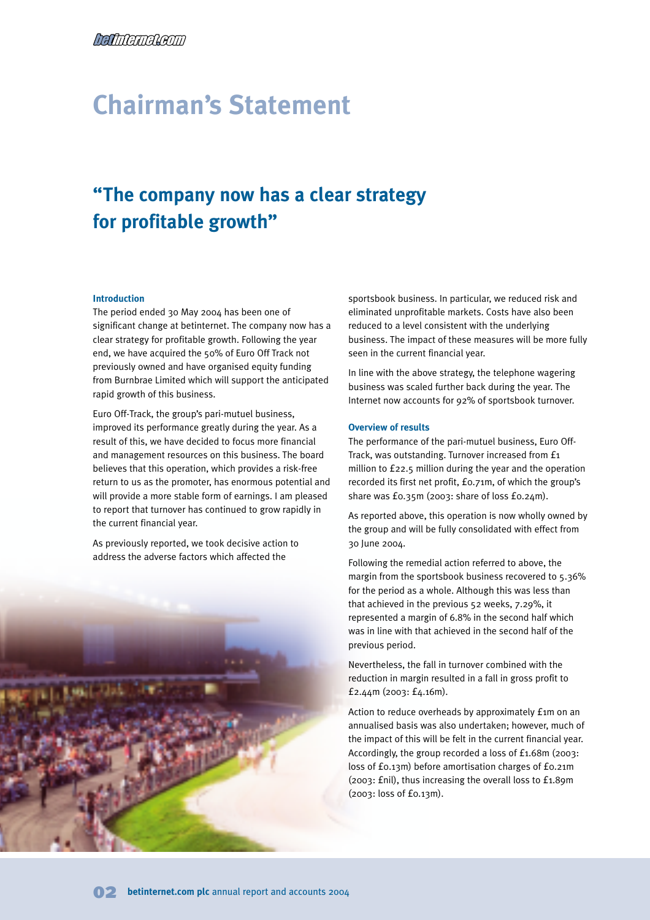# Chairman's Statement

## "The company now has a clear strategy for profitable growth"

### Introduction

The period ended 30 May 2004 has been one of significant change at betinternet. The company now has a clear strategy for profitable growth. Following the year end, we have acquired the 50% of Euro Off Track not previously owned and have organised equity funding from Burnbrae Limited which will support the anticipated rapid growth of this business.

Euro Off-Track, the group's pari-mutuel business, improved its performance greatly during the year. As a result of this, we have decided to focus more financial and management resources on this business. The board believes that this operation, which provides a risk-free return to us as the promoter, has enormous potential and will provide a more stable form of earnings. I am pleased to report that turnover has continued to grow rapidly in the current financial year.

As previously reported, we took decisive action to address the adverse factors which affected the sportsbook business. In particular, we reduced risk and eliminated unprofitable markets. Costs have also been reduced to a level consistent with the underlying business. The impact of these measures will be more fully seen in the current financial year.

In line with the above strategy, the telephone wagering business was scaled further back during the year. The Internet now accounts for 92% of sportsbook turnover.

### Overview of results

The performance of the pari-mutuel business, Euro Off-Track, was outstanding. Turnover increased from £1 million to £22.5 million during the year and the operation recorded its first net profit, £0.71m, of which the group's share was £0.35m (2003: share of loss £0.24m).

As reported above, this operation is now wholly owned by the group and will be fully consolidated with effect from 30 June 2004.

Following the remedial action referred to above, the margin from the sportsbook business recovered to 5.36% for the period as a whole. Although this was less than that achieved in the previous 52 weeks, 7.29%, it represented a margin of 6.8% in the second half which was in line with that achieved in the second half of the previous period.

Nevertheless, the fall in turnover combined with the reduction in margin resulted in a fall in gross profit to £2.44m (2003: £4.16m).

Action to reduce overheads by approximately £1m on an annualised basis was also undertaken; however, much of the impact of this will be felt in the current financial year. Accordingly, the group recorded a loss of £1.68m (2003: loss of £0.13m) before amortisation charges of £0.21m (2003: £nil), thus increasing the overall loss to £1.89m (2003: loss of £0.13m).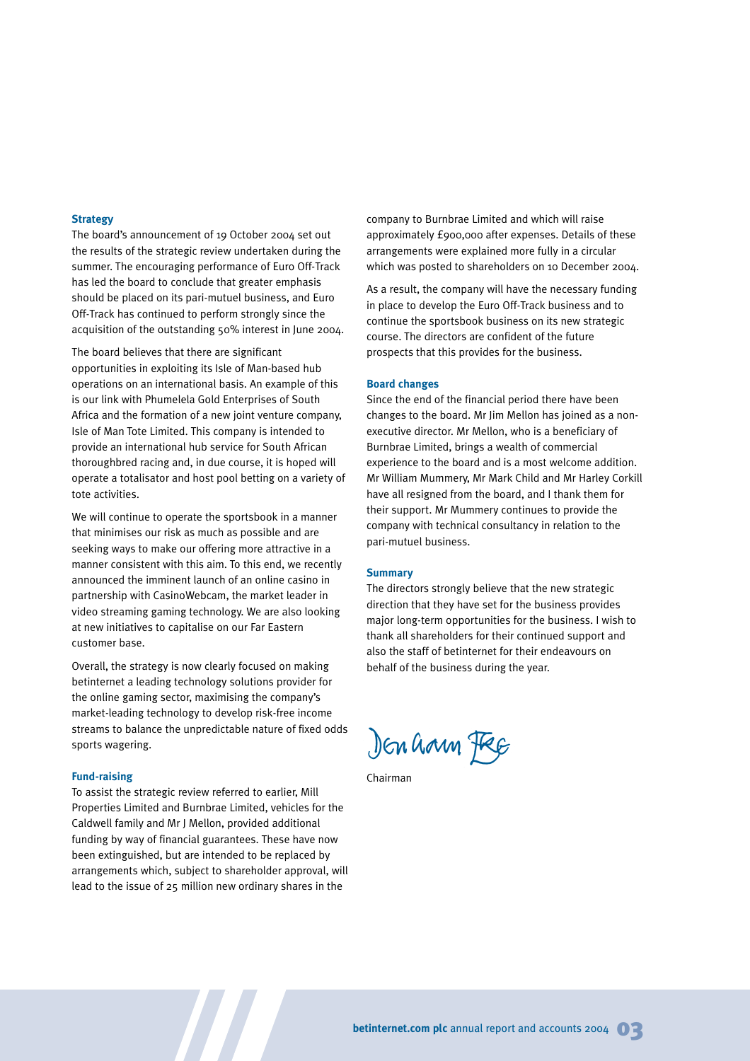### Strategy

The board's announcement of 19 October 2004 set out the results of the strategic review undertaken during the summer. The encouraging performance of Euro Off-Track has led the board to conclude that greater emphasis should be placed on its pari-mutuel business, and Euro Off-Track has continued to perform strongly since the acquisition of the outstanding 50% interest in June 2004.

The board believes that there are significant opportunities in exploiting its Isle of Man-based hub operations on an international basis. An example of this is our link with Phumelela Gold Enterprises of South Africa and the formation of a new joint venture company, Isle of Man Tote Limited. This company is intended to provide an international hub service for South African thoroughbred racing and, in due course, it is hoped will operate a totalisator and host pool betting on a variety of tote activities.

We will continue to operate the sportsbook in a manner that minimises our risk as much as possible and are seeking ways to make our offering more attractive in a manner consistent with this aim. To this end, we recently announced the imminent launch of an online casino in partnership with CasinoWebcam, the market leader in video streaming gaming technology. We are also looking at new initiatives to capitalise on our Far Eastern customer base.

Overall, the strategy is now clearly focused on making betinternet a leading technology solutions provider for the online gaming sector, maximising the company's market-leading technology to develop risk-free income streams to balance the unpredictable nature of fixed odds sports wagering.

### Fund-raising

To assist the strategic review referred to earlier, Mill Properties Limited and Burnbrae Limited, vehicles for the Caldwell family and Mr J Mellon, provided additional funding by way of financial guarantees. These have now been extinguished, but are intended to be replaced by arrangements which, subject to shareholder approval, will lead to the issue of 25 million new ordinary shares in the company to Burnbrae Limited and which will raise approximately £900,000 after expenses. Details of these arrangements were explained more fully in a circular which was posted to shareholders on 10 December 2004.

As a result, the company will have the necessary funding in place to develop the Euro Off-Track business and to continue the sportsbook business on its new strategic course. The directors are confident of the future prospects that this provides for the business.

### Board changes

Since the end of the financial period there have been changes to the board. Mr Jim Mellon has joined as a non-executive director. Mr Mellon, who is a beneficiary of Burnbrae Limited, brings a wealth of commercial experience to the board and is a most welcome addition. Mr William Mummery, Mr Mark Child and Mr Harley Corkill have all resigned from the board, and I thank them for their support. Mr Mummery continues to provide the company with technical consultancy in relation to the pari-mutuel business.

### Summary

The directors strongly believe that the new strategic direction that they have set for the business provides major long-term opportunities for the business. I wish to thank all shareholders for their continued support and also the staff of betinternet for their endeavours on behalf of the business during the year.

Denham Eke

Chairman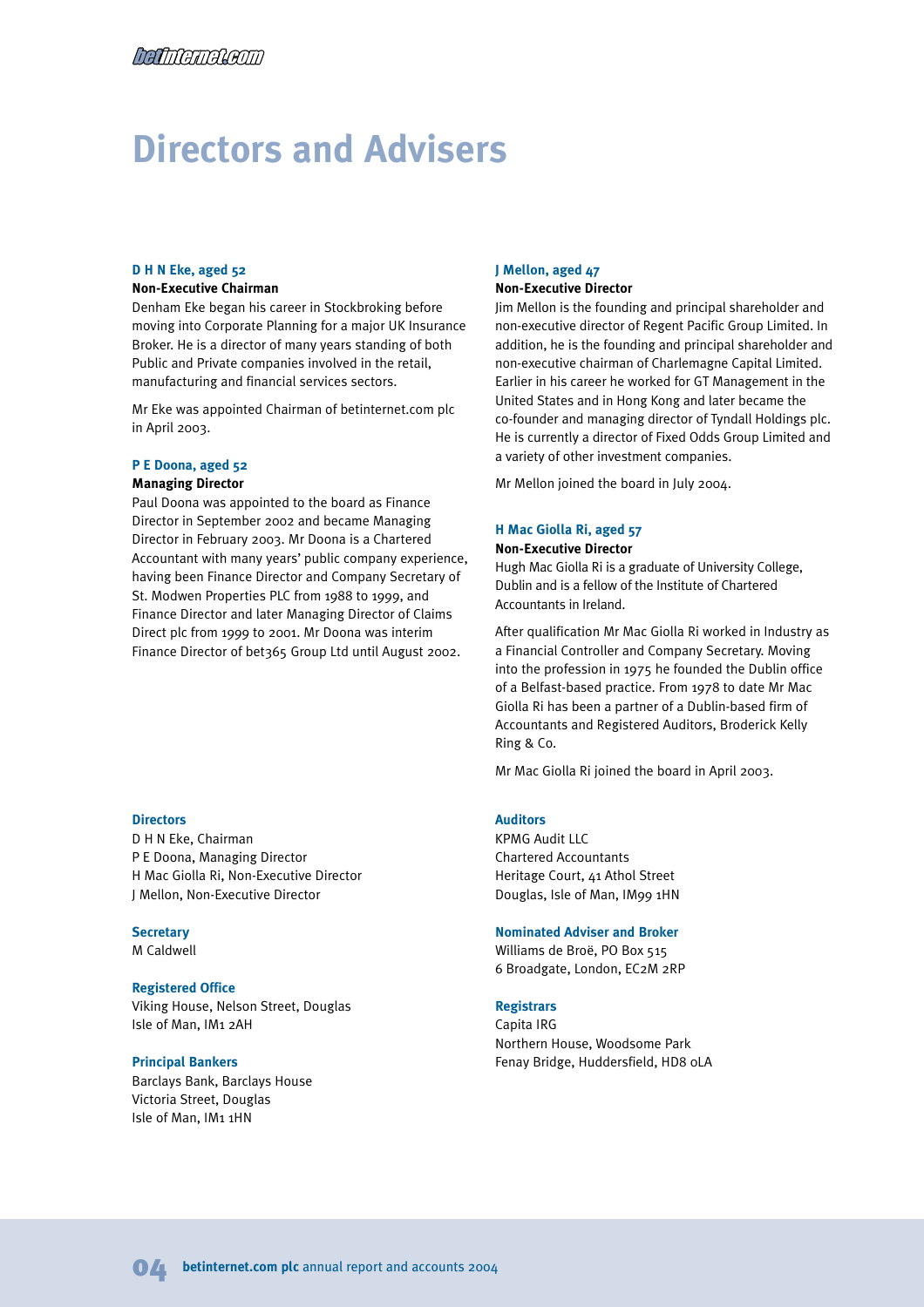# Directors and Advisers

**D H N Eke, aged 52**

**Non-Executive Chairman**

Denham Eke began his career in Stockbroking before moving into Corporate Planning for a major UK Insurance Broker. He is a director of many years standing of both Public and Private companies involved in the retail, manufacturing and financial services sectors.

Mr Eke was appointed Chairman of betinternet.com plc in April 2003.

**P E Doona, aged 52**

**Managing Director**

Paul Doona was appointed to the board as Finance Director in September 2002 and became Managing Director in February 2003. Mr Doona is a Chartered Accountant with many years' public company experience, having been Finance Director and Company Secretary of St. Modwen Properties PLC from 1988 to 1999, and Finance Director and later Managing Director of Claims Direct plc from 1999 to 2001. Mr Doona was interim Finance Director of bet365 Group Ltd until August 2002.

**J Mellon, aged 47**

**Non-Executive Director**

Jim Mellon is the founding and principal shareholder and non-executive director of Regent Pacific Group Limited. In addition, he is the founding and principal shareholder and non-executive chairman of Charlemagne Capital Limited. Earlier in his career he worked for GT Management in the United States and in Hong Kong and later became the co-founder and managing director of Tyndall Holdings plc. He is currently a director of Fixed Odds Group Limited and a variety of other investment companies.

Mr Mellon joined the board in July 2004.

**H Mac Giolla Ri, aged 57**

**Non-Executive Director**

Hugh Mac Giolla Ri is a graduate of University College, Dublin and is a fellow of the Institute of Chartered Accountants in Ireland.

After qualification Mr Mac Giolla Ri worked in Industry as a Financial Controller and Company Secretary. Moving into the profession in 1975 he founded the Dublin office of a Belfast-based practice. From 1978 to date Mr Mac Giolla Ri has been a partner of a Dublin-based firm of Accountants and Registered Auditors, Broderick Kelly Ring & Co.

Mr Mac Giolla Ri joined the board in April 2003.

**Directors**

D H N Eke, Chairman
P E Doona, Managing Director
H Mac Giolla Ri, Non-Executive Director
J Mellon, Non-Executive Director

**Secretary**

M Caldwell

**Registered Office**

Viking House, Nelson Street, Douglas
Isle of Man, IM1 2AH

**Principal Bankers**

Barclays Bank, Barclays House
Victoria Street, Douglas
Isle of Man, IM1 1HN

**Auditors**

KPMG Audit LLC
Chartered Accountants
Heritage Court, 41 Athol Street
Douglas, Isle of Man, IM99 1HN

**Nominated Adviser and Broker**

Williams de Broë, PO Box 515
6 Broadgate, London, EC2M 2RP

**Registrars**

Capita IRG
Northern House, Woodsome Park
Fenay Bridge, Huddersfield, HD8 0LA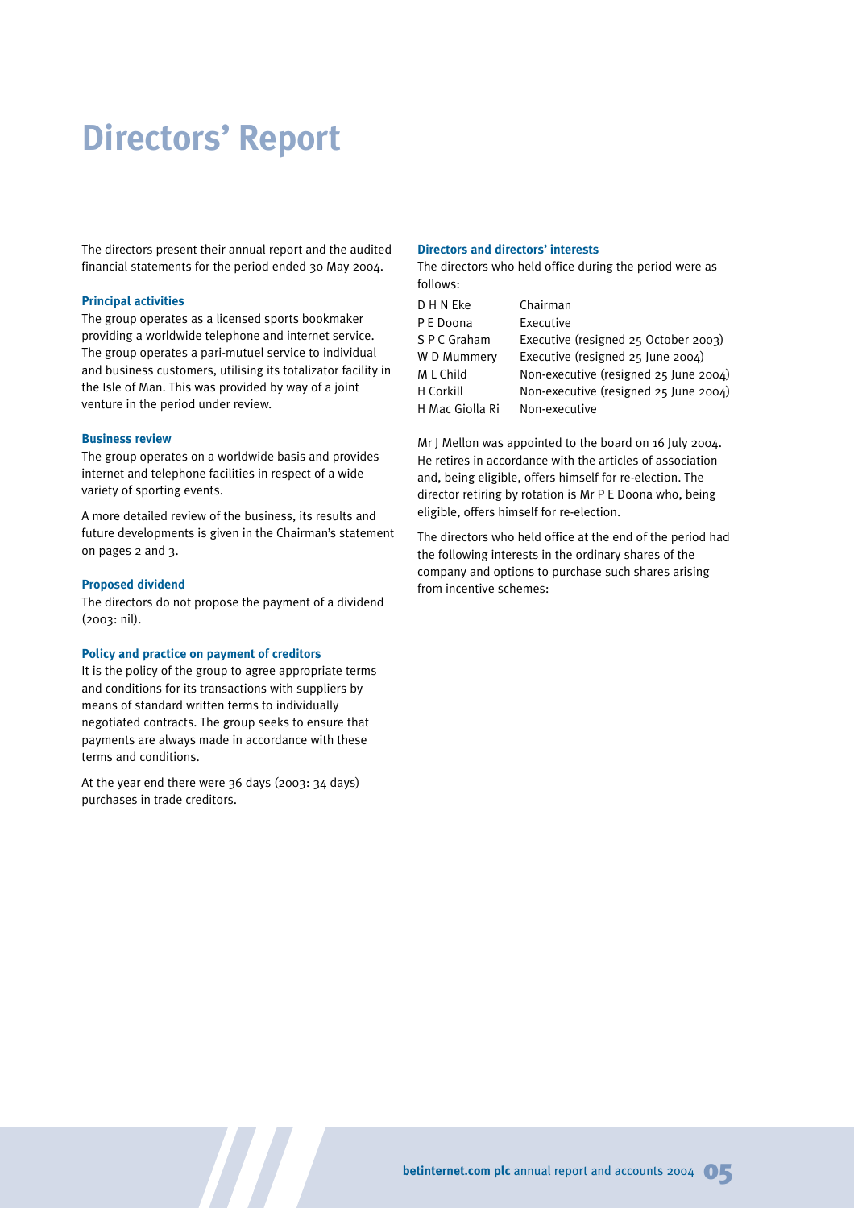# Directors' Report

The directors present their annual report and the audited financial statements for the period ended 30 May 2004.

### Principal activities

The group operates as a licensed sports bookmaker providing a worldwide telephone and internet service. The group operates a pari-mutuel service to individual and business customers, utilising its totalizator facility in the Isle of Man. This was provided by way of a joint venture in the period under review.

### Business review

The group operates on a worldwide basis and provides internet and telephone facilities in respect of a wide variety of sporting events.

A more detailed review of the business, its results and future developments is given in the Chairman's statement on pages 2 and 3.

### Proposed dividend

The directors do not propose the payment of a dividend (2003: nil).

### Policy and practice on payment of creditors

It is the policy of the group to agree appropriate terms and conditions for its transactions with suppliers by means of standard written terms to individually negotiated contracts. The group seeks to ensure that payments are always made in accordance with these terms and conditions.

At the year end there were 36 days (2003: 34 days) purchases in trade creditors.

### Directors and directors' interests

The directors who held office during the period were as follows:

| | |
|---|---|
| D H N Eke | Chairman |
| P E Doona | Executive |
| S P C Graham | Executive (resigned 25 October 2003) |
| W D Mummery | Executive (resigned 25 June 2004) |
| M L Child | Non-executive (resigned 25 June 2004) |
| H Corkill | Non-executive (resigned 25 June 2004) |
| H Mac Giolla Ri | Non-executive |

Mr J Mellon was appointed to the board on 16 July 2004. He retires in accordance with the articles of association and, being eligible, offers himself for re-election. The director retiring by rotation is Mr P E Doona who, being eligible, offers himself for re-election.

The directors who held office at the end of the period had the following interests in the ordinary shares of the company and options to purchase such shares arising from incentive schemes: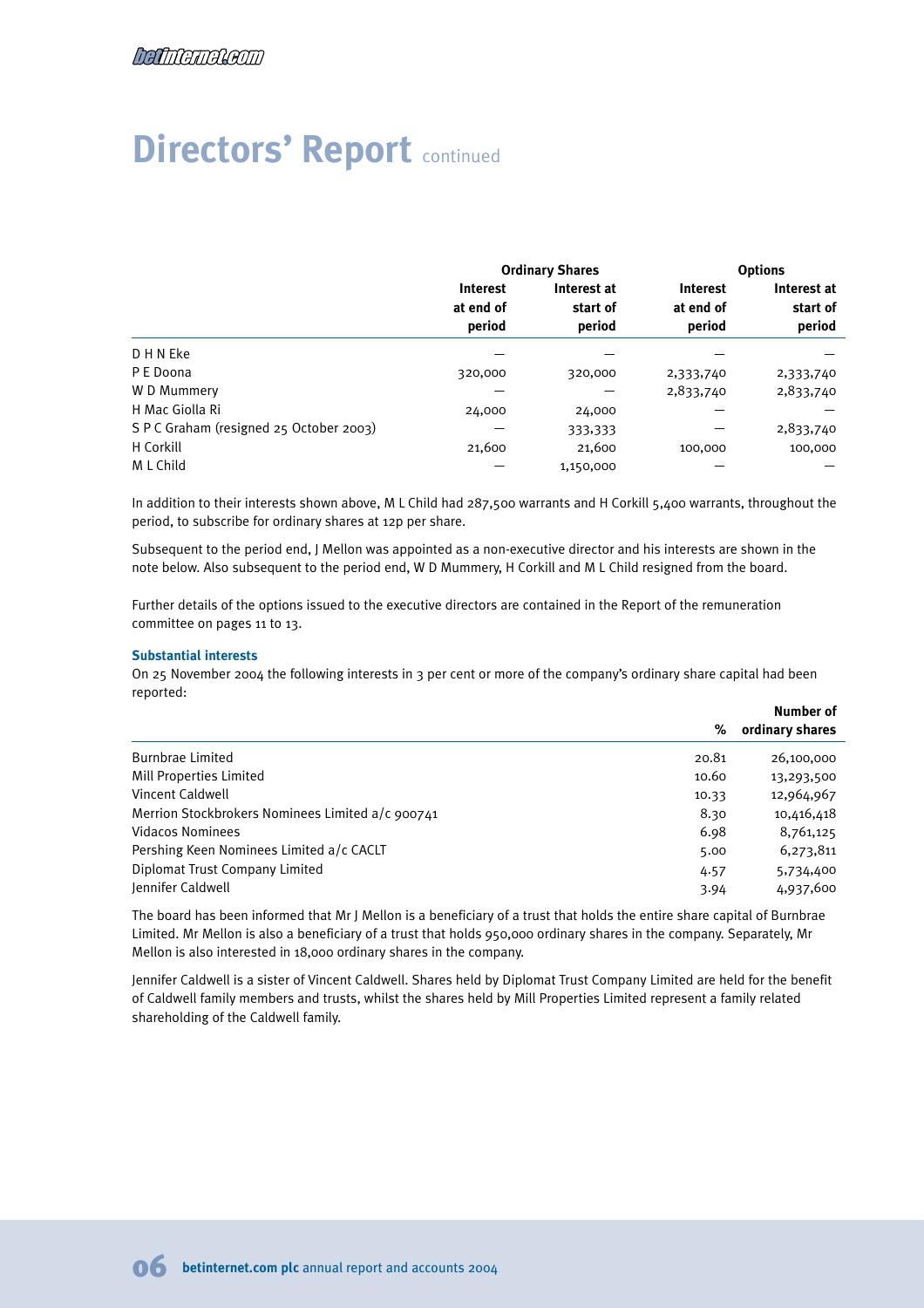# Directors' Report continued

| | Ordinary Shares | | Options | |
|---|---|---|---|---|
| | Interest at end of period | Interest at start of period | Interest at end of period | Interest at start of period |
| D H N Eke | — | — | — | — |
| P E Doona | 320,000 | 320,000 | 2,333,740 | 2,333,740 |
| W D Mummery | — | — | 2,833,740 | 2,833,740 |
| H Mac Giolla Ri | 24,000 | 24,000 | — | — |
| S P C Graham (resigned 25 October 2003) | — | 333,333 | — | 2,833,740 |
| H Corkill | 21,600 | 21,600 | 100,000 | 100,000 |
| M L Child | — | 1,150,000 | — | — |

In addition to their interests shown above, M L Child had 287,500 warrants and H Corkill 5,400 warrants, throughout the period, to subscribe for ordinary shares at 12p per share.

Subsequent to the period end, J Mellon was appointed as a non-executive director and his interests are shown in the note below. Also subsequent to the period end, W D Mummery, H Corkill and M L Child resigned from the board.

Further details of the options issued to the executive directors are contained in the Report of the remuneration committee on pages 11 to 13.

### Substantial interests

On 25 November 2004 the following interests in 3 per cent or more of the company's ordinary share capital had been reported:

| | % | Number of ordinary shares |
|---|---|---|
| Burnbrae Limited | 20.81 | 26,100,000 |
| Mill Properties Limited | 10.60 | 13,293,500 |
| Vincent Caldwell | 10.33 | 12,964,967 |
| Merrion Stockbrokers Nominees Limited a/c 900741 | 8.30 | 10,416,418 |
| Vidacos Nominees | 6.98 | 8,761,125 |
| Pershing Keen Nominees Limited a/c CACLT | 5.00 | 6,273,811 |
| Diplomat Trust Company Limited | 4.57 | 5,734,400 |
| Jennifer Caldwell | 3.94 | 4,937,600 |

The board has been informed that Mr J Mellon is a beneficiary of a trust that holds the entire share capital of Burnbrae Limited. Mr Mellon is also a beneficiary of a trust that holds 950,000 ordinary shares in the company. Separately, Mr Mellon is also interested in 18,000 ordinary shares in the company.

Jennifer Caldwell is a sister of Vincent Caldwell. Shares held by Diplomat Trust Company Limited are held for the benefit of Caldwell family members and trusts, whilst the shares held by Mill Properties Limited represent a family related shareholding of the Caldwell family.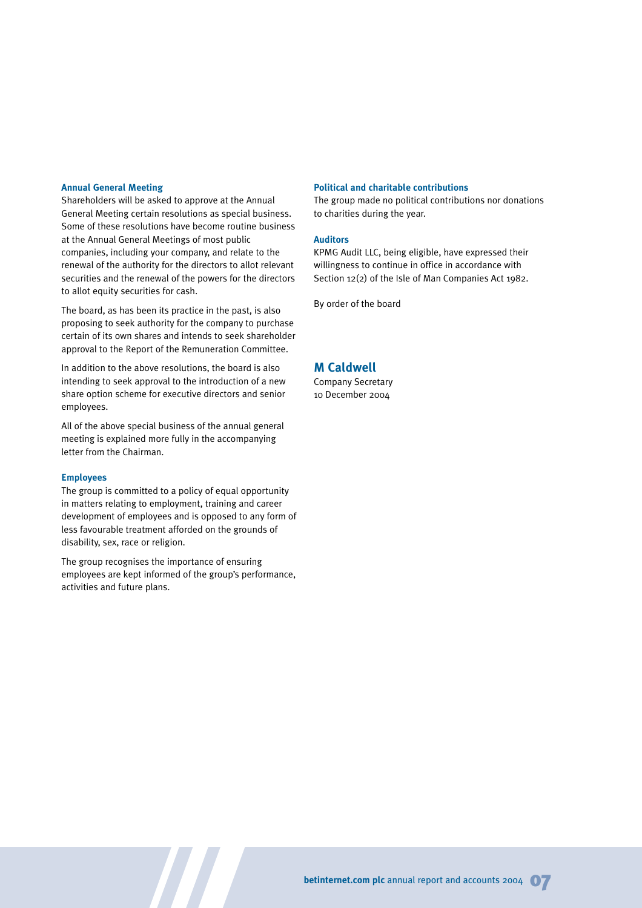### Annual General Meeting

Shareholders will be asked to approve at the Annual General Meeting certain resolutions as special business. Some of these resolutions have become routine business at the Annual General Meetings of most public companies, including your company, and relate to the renewal of the authority for the directors to allot relevant securities and the renewal of the powers for the directors to allot equity securities for cash.

The board, as has been its practice in the past, is also proposing to seek authority for the company to purchase certain of its own shares and intends to seek shareholder approval to the Report of the Remuneration Committee.

In addition to the above resolutions, the board is also intending to seek approval to the introduction of a new share option scheme for executive directors and senior employees.

All of the above special business of the annual general meeting is explained more fully in the accompanying letter from the Chairman.

### Employees

The group is committed to a policy of equal opportunity in matters relating to employment, training and career development of employees and is opposed to any form of less favourable treatment afforded on the grounds of disability, sex, race or religion.

The group recognises the importance of ensuring employees are kept informed of the group's performance, activities and future plans.

### Political and charitable contributions

The group made no political contributions nor donations to charities during the year.

### Auditors

KPMG Audit LLC, being eligible, have expressed their willingness to continue in office in accordance with Section 12(2) of the Isle of Man Companies Act 1982.

By order of the board

**M Caldwell**
Company Secretary
10 December 2004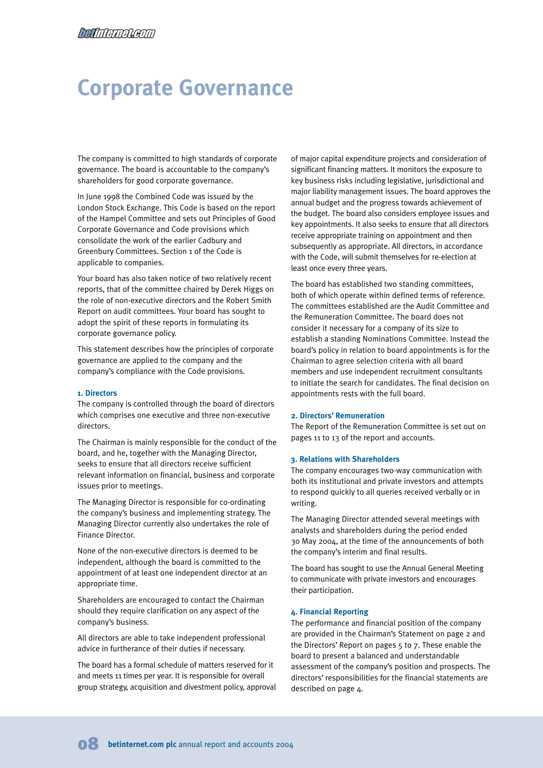# Corporate Governance

The company is committed to high standards of corporate governance. The board is accountable to the company's shareholders for good corporate governance.

In June 1998 the Combined Code was issued by the London Stock Exchange. This Code is based on the report of the Hampel Committee and sets out Principles of Good Corporate Governance and Code provisions which consolidate the work of the earlier Cadbury and Greenbury Committees. Section 1 of the Code is applicable to companies.

Your board has also taken notice of two relatively recent reports, that of the committee chaired by Derek Higgs on the role of non-executive directors and the Robert Smith Report on audit committees. Your board has sought to adopt the spirit of these reports in formulating its corporate governance policy.

This statement describes how the principles of corporate governance are applied to the company and the company's compliance with the Code provisions.

#### 1. Directors

The company is controlled through the board of directors which comprises one executive and three non-executive directors.

The Chairman is mainly responsible for the conduct of the board, and he, together with the Managing Director, seeks to ensure that all directors receive sufficient relevant information on financial, business and corporate issues prior to meetings.

The Managing Director is responsible for co-ordinating the company's business and implementing strategy. The Managing Director currently also undertakes the role of Finance Director.

None of the non-executive directors is deemed to be independent, although the board is committed to the appointment of at least one independent director at an appropriate time.

Shareholders are encouraged to contact the Chairman should they require clarification on any aspect of the company's business.

All directors are able to take independent professional advice in furtherance of their duties if necessary.

The board has a formal schedule of matters reserved for it and meets 11 times per year. It is responsible for overall group strategy, acquisition and divestment policy, approval of major capital expenditure projects and consideration of significant financing matters. It monitors the exposure to key business risks including legislative, jurisdictional and major liability management issues. The board approves the annual budget and the progress towards achievement of the budget. The board also considers employee issues and key appointments. It also seeks to ensure that all directors receive appropriate training on appointment and then subsequently as appropriate. All directors, in accordance with the Code, will submit themselves for re-election at least once every three years.

The board has established two standing committees, both of which operate within defined terms of reference. The committees established are the Audit Committee and the Remuneration Committee. The board does not consider it necessary for a company of its size to establish a standing Nominations Committee. Instead the board's policy in relation to board appointments is for the Chairman to agree selection criteria with all board members and use independent recruitment consultants to initiate the search for candidates. The final decision on appointments rests with the full board.

#### 2. Directors' Remuneration

The Report of the Remuneration Committee is set out on pages 11 to 13 of the report and accounts.

#### 3. Relations with Shareholders

The company encourages two-way communication with both its institutional and private investors and attempts to respond quickly to all queries received verbally or in writing.

The Managing Director attended several meetings with analysts and shareholders during the period ended 30 May 2004, at the time of the announcements of both the company's interim and final results.

The board has sought to use the Annual General Meeting to communicate with private investors and encourages their participation.

#### 4. Financial Reporting

The performance and financial position of the company are provided in the Chairman's Statement on page 2 and the Directors' Report on pages 5 to 7. These enable the board to present a balanced and understandable assessment of the company's position and prospects. The directors' responsibilities for the financial statements are described on page 4.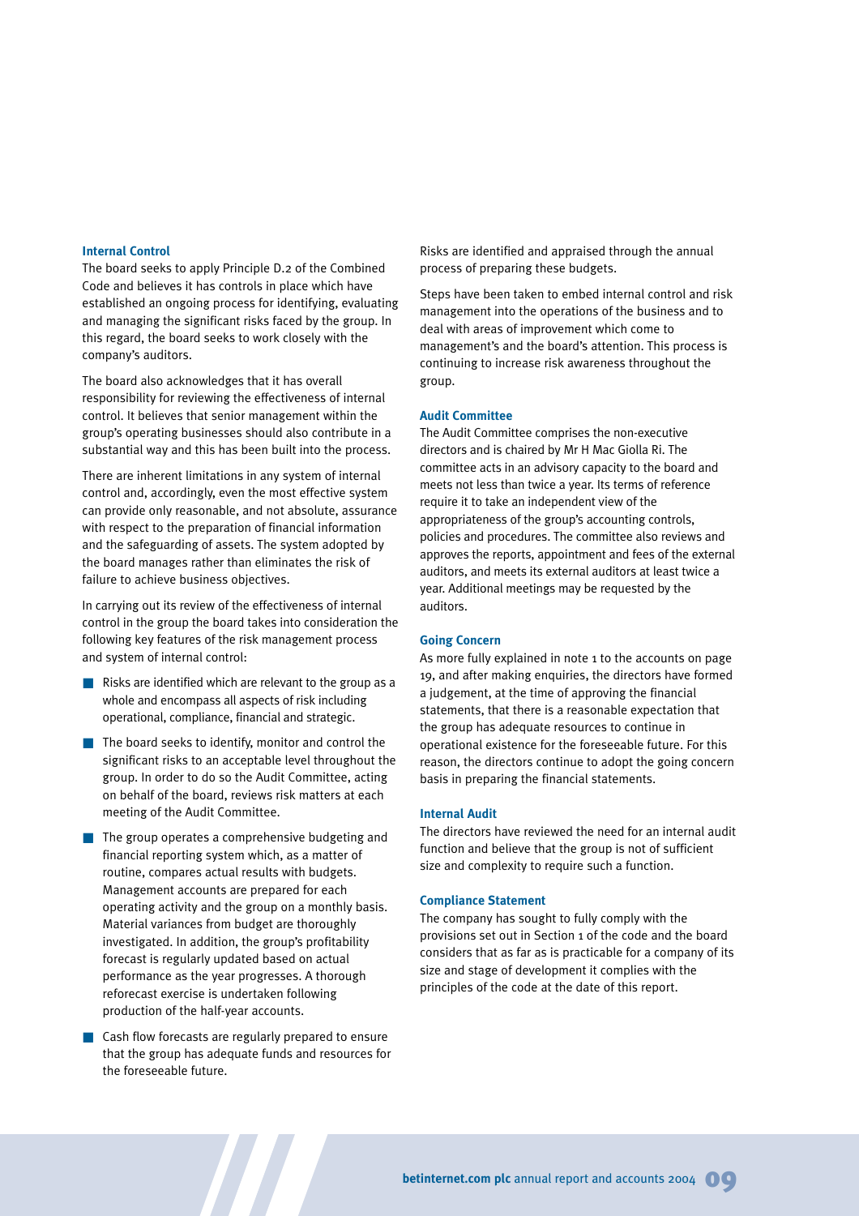## Internal Control

The board seeks to apply Principle D.2 of the Combined Code and believes it has controls in place which have established an ongoing process for identifying, evaluating and managing the significant risks faced by the group. In this regard, the board seeks to work closely with the company's auditors.

The board also acknowledges that it has overall responsibility for reviewing the effectiveness of internal control. It believes that senior management within the group's operating businesses should also contribute in a substantial way and this has been built into the process.

There are inherent limitations in any system of internal control and, accordingly, even the most effective system can provide only reasonable, and not absolute, assurance with respect to the preparation of financial information and the safeguarding of assets. The system adopted by the board manages rather than eliminates the risk of failure to achieve business objectives.

In carrying out its review of the effectiveness of internal control in the group the board takes into consideration the following key features of the risk management process and system of internal control:

- Risks are identified which are relevant to the group as a whole and encompass all aspects of risk including operational, compliance, financial and strategic.
- The board seeks to identify, monitor and control the significant risks to an acceptable level throughout the group. In order to do so the Audit Committee, acting on behalf of the board, reviews risk matters at each meeting of the Audit Committee.
- The group operates a comprehensive budgeting and financial reporting system which, as a matter of routine, compares actual results with budgets. Management accounts are prepared for each operating activity and the group on a monthly basis. Material variances from budget are thoroughly investigated. In addition, the group's profitability forecast is regularly updated based on actual performance as the year progresses. A thorough reforecast exercise is undertaken following production of the half-year accounts.
- Cash flow forecasts are regularly prepared to ensure that the group has adequate funds and resources for the foreseeable future.

Risks are identified and appraised through the annual process of preparing these budgets.

Steps have been taken to embed internal control and risk management into the operations of the business and to deal with areas of improvement which come to management's and the board's attention. This process is continuing to increase risk awareness throughout the group.

## Audit Committee

The Audit Committee comprises the non-executive directors and is chaired by Mr H Mac Giolla Ri. The committee acts in an advisory capacity to the board and meets not less than twice a year. Its terms of reference require it to take an independent view of the appropriateness of the group's accounting controls, policies and procedures. The committee also reviews and approves the reports, appointment and fees of the external auditors, and meets its external auditors at least twice a year. Additional meetings may be requested by the auditors.

## Going Concern

As more fully explained in note 1 to the accounts on page 19, and after making enquiries, the directors have formed a judgement, at the time of approving the financial statements, that there is a reasonable expectation that the group has adequate resources to continue in operational existence for the foreseeable future. For this reason, the directors continue to adopt the going concern basis in preparing the financial statements.

## Internal Audit

The directors have reviewed the need for an internal audit function and believe that the group is not of sufficient size and complexity to require such a function.

## Compliance Statement

The company has sought to fully comply with the provisions set out in Section 1 of the code and the board considers that as far as is practicable for a company of its size and stage of development it complies with the principles of the code at the date of this report.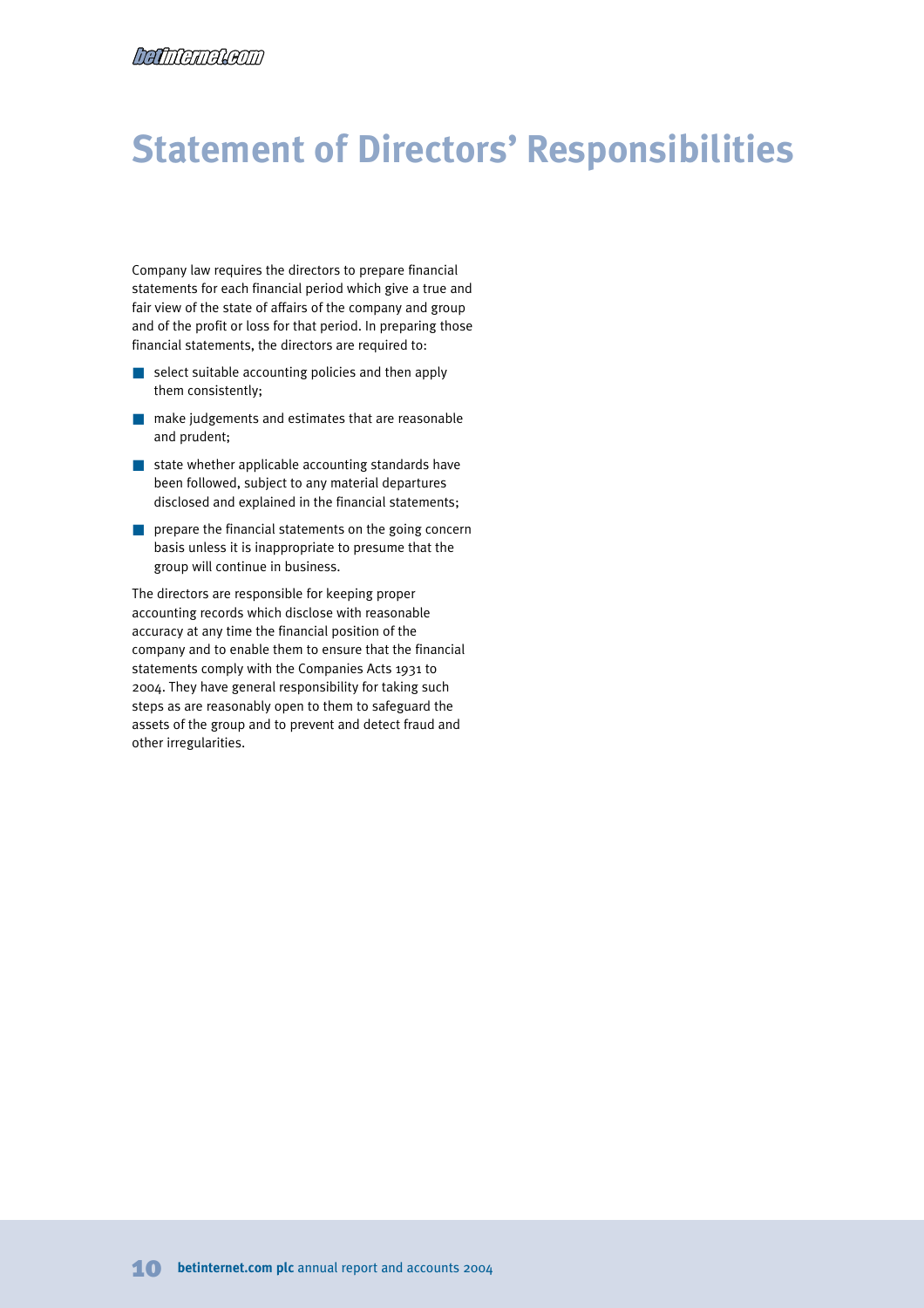# Statement of Directors' Responsibilities

Company law requires the directors to prepare financial statements for each financial period which give a true and fair view of the state of affairs of the company and group and of the profit or loss for that period. In preparing those financial statements, the directors are required to:

- select suitable accounting policies and then apply them consistently;
- make judgements and estimates that are reasonable and prudent;
- state whether applicable accounting standards have been followed, subject to any material departures disclosed and explained in the financial statements;
- prepare the financial statements on the going concern basis unless it is inappropriate to presume that the group will continue in business.

The directors are responsible for keeping proper accounting records which disclose with reasonable accuracy at any time the financial position of the company and to enable them to ensure that the financial statements comply with the Companies Acts 1931 to 2004. They have general responsibility for taking such steps as are reasonably open to them to safeguard the assets of the group and to prevent and detect fraud and other irregularities.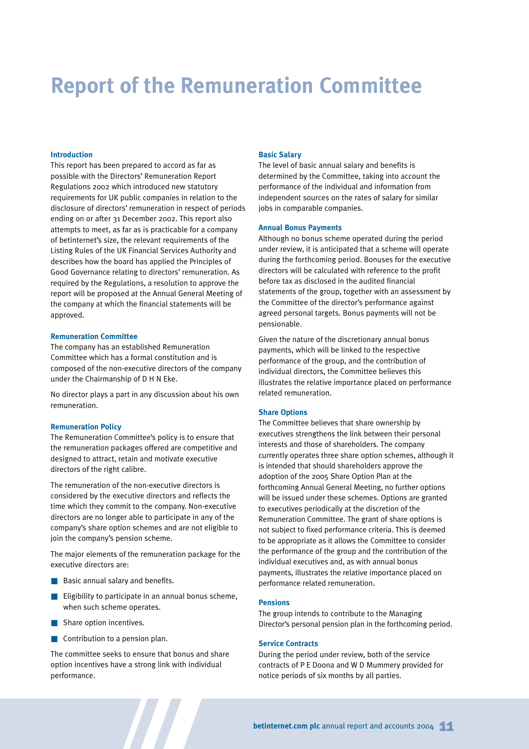# Report of the Remuneration Committee

### Introduction

This report has been prepared to accord as far as possible with the Directors' Remuneration Report Regulations 2002 which introduced new statutory requirements for UK public companies in relation to the disclosure of directors' remuneration in respect of periods ending on or after 31 December 2002. This report also attempts to meet, as far as is practicable for a company of betinternet's size, the relevant requirements of the Listing Rules of the UK Financial Services Authority and describes how the board has applied the Principles of Good Governance relating to directors' remuneration. As required by the Regulations, a resolution to approve the report will be proposed at the Annual General Meeting of the company at which the financial statements will be approved.

### Remuneration Committee

The company has an established Remuneration Committee which has a formal constitution and is composed of the non-executive directors of the company under the Chairmanship of D H N Eke.

No director plays a part in any discussion about his own remuneration.

### Remuneration Policy

The Remuneration Committee's policy is to ensure that the remuneration packages offered are competitive and designed to attract, retain and motivate executive directors of the right calibre.

The remuneration of the non-executive directors is considered by the executive directors and reflects the time which they commit to the company. Non-executive directors are no longer able to participate in any of the company's share option schemes and are not eligible to join the company's pension scheme.

The major elements of the remuneration package for the executive directors are:

- Basic annual salary and benefits.
- Eligibility to participate in an annual bonus scheme, when such scheme operates.
- Share option incentives.
- Contribution to a pension plan.

The committee seeks to ensure that bonus and share option incentives have a strong link with individual performance.

### Basic Salary

The level of basic annual salary and benefits is determined by the Committee, taking into account the performance of the individual and information from independent sources on the rates of salary for similar jobs in comparable companies.

### Annual Bonus Payments

Although no bonus scheme operated during the period under review, it is anticipated that a scheme will operate during the forthcoming period. Bonuses for the executive directors will be calculated with reference to the profit before tax as disclosed in the audited financial statements of the group, together with an assessment by the Committee of the director's performance against agreed personal targets. Bonus payments will not be pensionable.

Given the nature of the discretionary annual bonus payments, which will be linked to the respective performance of the group, and the contribution of individual directors, the Committee believes this illustrates the relative importance placed on performance related remuneration.

### Share Options

The Committee believes that share ownership by executives strengthens the link between their personal interests and those of shareholders. The company currently operates three share option schemes, although it is intended that should shareholders approve the adoption of the 2005 Share Option Plan at the forthcoming Annual General Meeting, no further options will be issued under these schemes. Options are granted to executives periodically at the discretion of the Remuneration Committee. The grant of share options is not subject to fixed performance criteria. This is deemed to be appropriate as it allows the Committee to consider the performance of the group and the contribution of the individual executives and, as with annual bonus payments, illustrates the relative importance placed on performance related remuneration.

### Pensions

The group intends to contribute to the Managing Director's personal pension plan in the forthcoming period.

### Service Contracts

During the period under review, both of the service contracts of P E Doona and W D Mummery provided for notice periods of six months by all parties.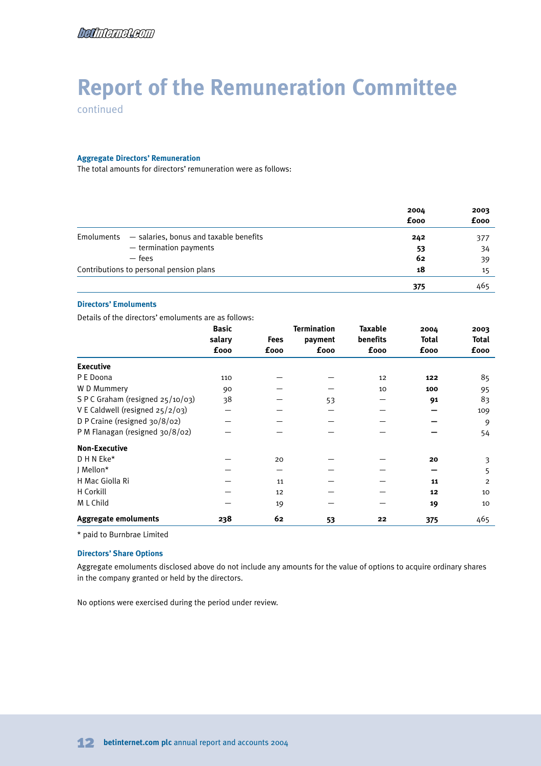# Report of the Remuneration Committee

continued

### Aggregate Directors' Remuneration

The total amounts for directors' remuneration were as follows:

| | | 2004 £000 | 2003 £000 |
|---|---|---|---|
| Emoluments | — salaries, bonus and taxable benefits | **242** | 377 |
| | — termination payments | **53** | 34 |
| | — fees | **62** | 39 |
| Contributions to personal pension plans | | **18** | 15 |
| | | **375** | 465 |

### Directors' Emoluments

Details of the directors' emoluments are as follows:

| | Basic salary £000 | Fees £000 | Termination payment £000 | Taxable benefits £000 | 2004 Total £000 | 2003 Total £000 |
|---|---|---|---|---|---|---|
| **Executive** | | | | | | |
| P E Doona | 110 | — | — | 12 | **122** | 85 |
| W D Mummery | 90 | — | — | 10 | **100** | 95 |
| S P C Graham (resigned 25/10/03) | 38 | — | 53 | — | **91** | 83 |
| V E Caldwell (resigned 25/2/03) | — | — | — | — | **—** | 109 |
| D P Craine (resigned 30/8/02) | — | — | — | — | **—** | 9 |
| P M Flanagan (resigned 30/8/02) | — | — | — | — | **—** | 54 |
| **Non-Executive** | | | | | | |
| D H N Eke* | — | 20 | — | — | **20** | 3 |
| J Mellon* | — | — | — | — | **—** | 5 |
| H Mac Giolla Ri | — | 11 | — | — | **11** | 2 |
| H Corkill | — | 12 | — | — | **12** | 10 |
| M L Child | — | 19 | — | — | **19** | 10 |
| **Aggregate emoluments** | **238** | **62** | **53** | **22** | **375** | 465 |

\* paid to Burnbrae Limited

### Directors' Share Options

Aggregate emoluments disclosed above do not include any amounts for the value of options to acquire ordinary shares in the company granted or held by the directors.

No options were exercised during the period under review.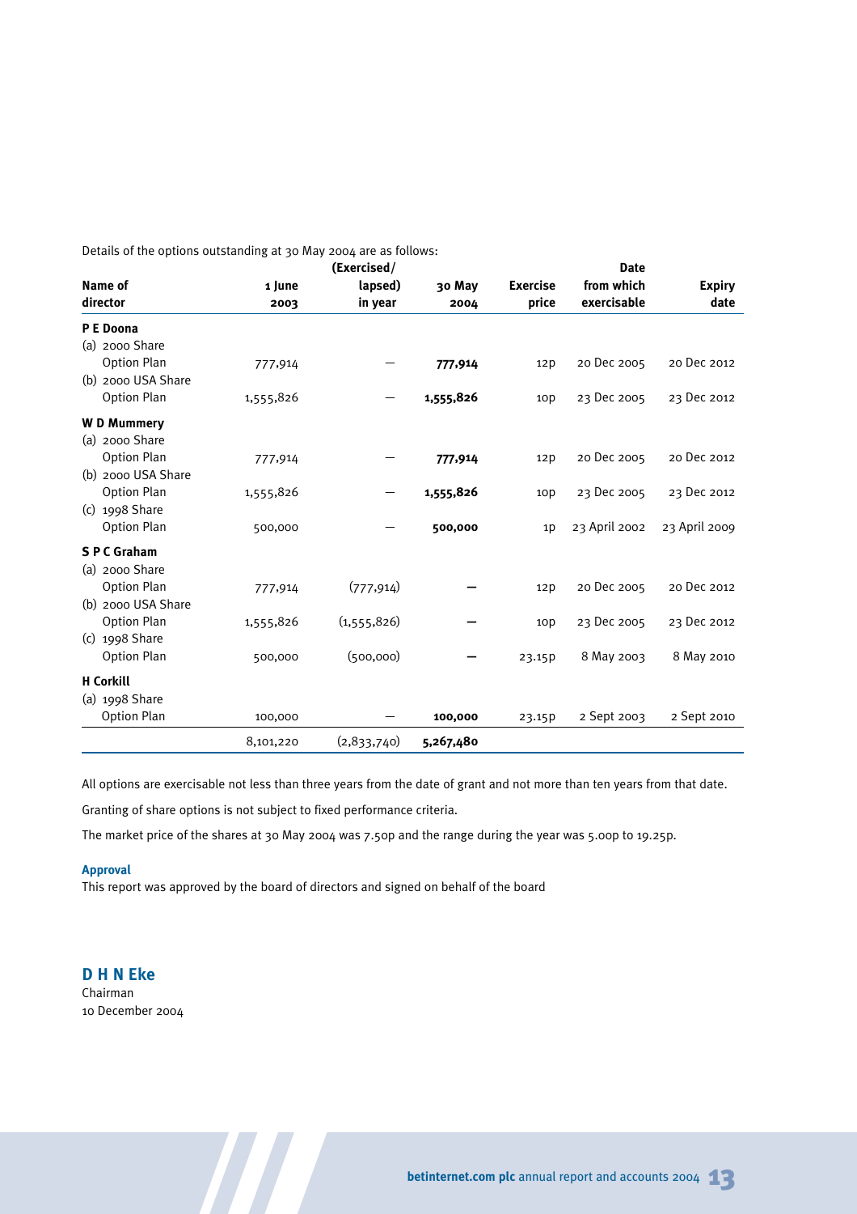Details of the options outstanding at 30 May 2004 are as follows:

| Name of director | 1 June 2003 | (Exercised/ lapsed) in year | 30 May 2004 | Exercise price | Date from which exercisable | Expiry date |
|---|---|---|---|---|---|---|
| **P E Doona** | | | | | | |
| (a) 2000 Share Option Plan | 777,914 | – | **777,914** | 12p | 20 Dec 2005 | 20 Dec 2012 |
| (b) 2000 USA Share Option Plan | 1,555,826 | – | **1,555,826** | 10p | 23 Dec 2005 | 23 Dec 2012 |
| **W D Mummery** | | | | | | |
| (a) 2000 Share Option Plan | 777,914 | – | **777,914** | 12p | 20 Dec 2005 | 20 Dec 2012 |
| (b) 2000 USA Share Option Plan | 1,555,826 | – | **1,555,826** | 10p | 23 Dec 2005 | 23 Dec 2012 |
| (c) 1998 Share Option Plan | 500,000 | – | **500,000** | 1p | 23 April 2002 | 23 April 2009 |
| **S P C Graham** | | | | | | |
| (a) 2000 Share Option Plan | 777,914 | (777,914) | **–** | 12p | 20 Dec 2005 | 20 Dec 2012 |
| (b) 2000 USA Share Option Plan | 1,555,826 | (1,555,826) | **–** | 10p | 23 Dec 2005 | 23 Dec 2012 |
| (c) 1998 Share Option Plan | 500,000 | (500,000) | **–** | 23.15p | 8 May 2003 | 8 May 2010 |
| **H Corkill** | | | | | | |
| (a) 1998 Share Option Plan | 100,000 | – | **100,000** | 23.15p | 2 Sept 2003 | 2 Sept 2010 |
| | 8,101,220 | (2,833,740) | **5,267,480** | | | |

All options are exercisable not less than three years from the date of grant and not more than ten years from that date.

Granting of share options is not subject to fixed performance criteria.

The market price of the shares at 30 May 2004 was 7.50p and the range during the year was 5.00p to 19.25p.

**Approval**

This report was approved by the board of directors and signed on behalf of the board

**D H N Eke**
Chairman
10 December 2004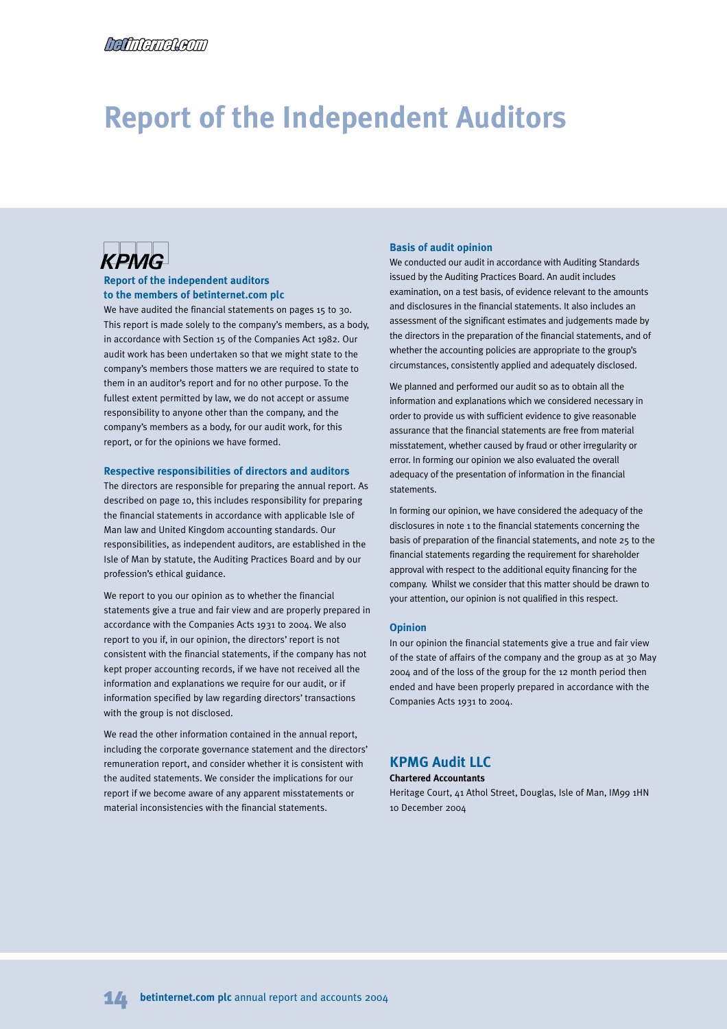# Report of the Independent Auditors

KPMG

**Report of the independent auditors to the members of betinternet.com plc**

We have audited the financial statements on pages 15 to 30. This report is made solely to the company's members, as a body, in accordance with Section 15 of the Companies Act 1982. Our audit work has been undertaken so that we might state to the company's members those matters we are required to state to them in an auditor's report and for no other purpose. To the fullest extent permitted by law, we do not accept or assume responsibility to anyone other than the company, and the company's members as a body, for our audit work, for this report, or for the opinions we have formed.

### Respective responsibilities of directors and auditors

The directors are responsible for preparing the annual report. As described on page 10, this includes responsibility for preparing the financial statements in accordance with applicable Isle of Man law and United Kingdom accounting standards. Our responsibilities, as independent auditors, are established in the Isle of Man by statute, the Auditing Practices Board and by our profession's ethical guidance.

We report to you our opinion as to whether the financial statements give a true and fair view and are properly prepared in accordance with the Companies Acts 1931 to 2004. We also report to you if, in our opinion, the directors' report is not consistent with the financial statements, if the company has not kept proper accounting records, if we have not received all the information and explanations we require for our audit, or if information specified by law regarding directors' transactions with the group is not disclosed.

We read the other information contained in the annual report, including the corporate governance statement and the directors' remuneration report, and consider whether it is consistent with the audited statements. We consider the implications for our report if we become aware of any apparent misstatements or material inconsistencies with the financial statements.

### Basis of audit opinion

We conducted our audit in accordance with Auditing Standards issued by the Auditing Practices Board. An audit includes examination, on a test basis, of evidence relevant to the amounts and disclosures in the financial statements. It also includes an assessment of the significant estimates and judgements made by the directors in the preparation of the financial statements, and of whether the accounting policies are appropriate to the group's circumstances, consistently applied and adequately disclosed.

We planned and performed our audit so as to obtain all the information and explanations which we considered necessary in order to provide us with sufficient evidence to give reasonable assurance that the financial statements are free from material misstatement, whether caused by fraud or other irregularity or error. In forming our opinion we also evaluated the overall adequacy of the presentation of information in the financial statements.

In forming our opinion, we have considered the adequacy of the disclosures in note 1 to the financial statements concerning the basis of preparation of the financial statements, and note 25 to the financial statements regarding the requirement for shareholder approval with respect to the additional equity financing for the company. Whilst we consider that this matter should be drawn to your attention, our opinion is not qualified in this respect.

### Opinion

In our opinion the financial statements give a true and fair view of the state of affairs of the company and the group as at 30 May 2004 and of the loss of the group for the 12 month period then ended and have been properly prepared in accordance with the Companies Acts 1931 to 2004.

**KPMG Audit LLC**

**Chartered Accountants**

Heritage Court, 41 Athol Street, Douglas, Isle of Man, IM99 1HN

10 December 2004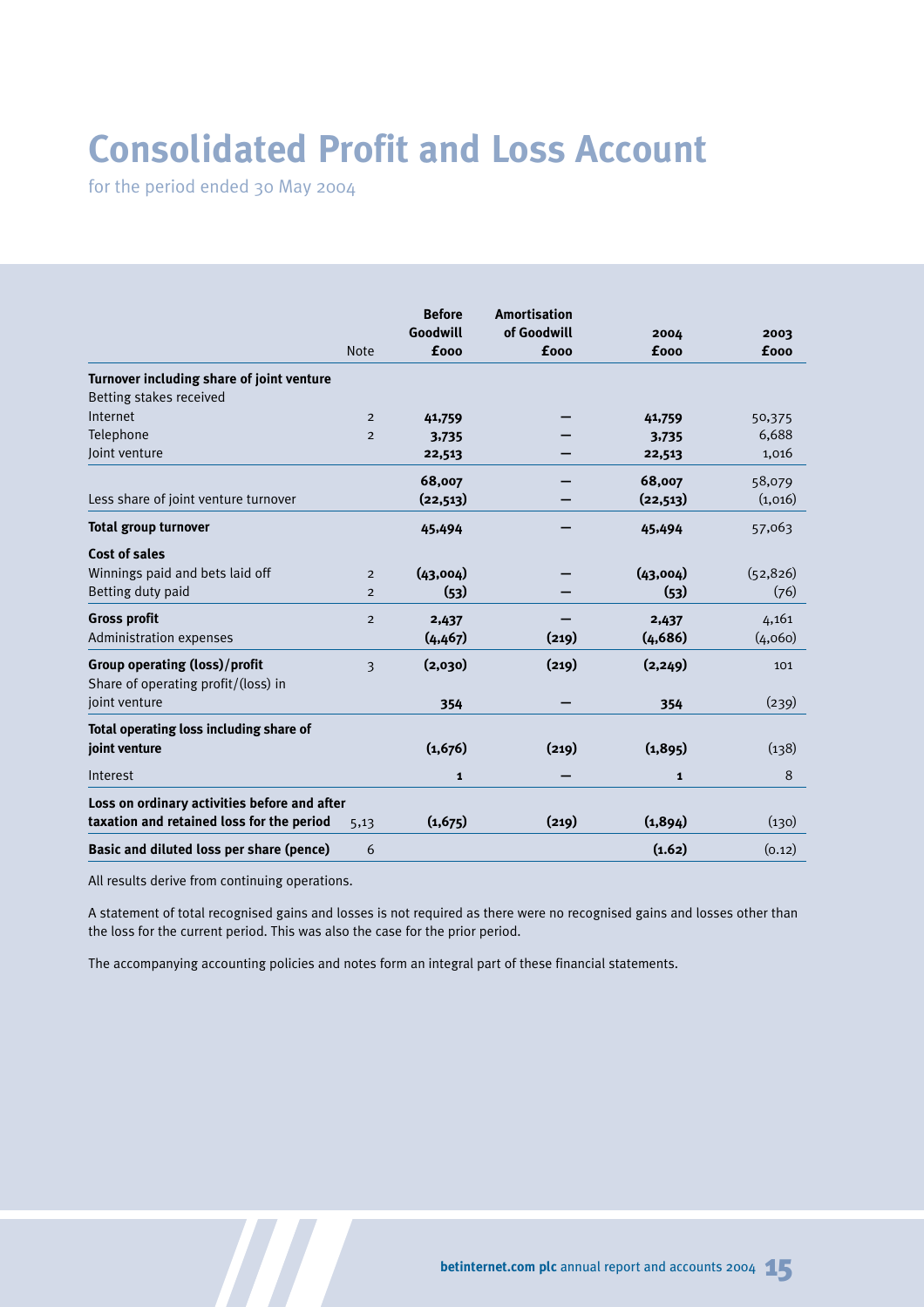# Consolidated Profit and Loss Account

for the period ended 30 May 2004

| | Note | Before Goodwill £000 | Amortisation of Goodwill £000 | 2004 £000 | 2003 £000 |
|---|---|---|---|---|---|
| **Turnover including share of joint venture** | | | | | |
| Betting stakes received | | | | | |
| Internet | 2 | **41,759** | – | **41,759** | 50,375 |
| Telephone | 2 | **3,735** | – | **3,735** | 6,688 |
| Joint venture | | **22,513** | – | **22,513** | 1,016 |
| | | **68,007** | – | **68,007** | 58,079 |
| Less share of joint venture turnover | | **(22,513)** | – | **(22,513)** | (1,016) |
| **Total group turnover** | | **45,494** | – | **45,494** | 57,063 |
| **Cost of sales** | | | | | |
| Winnings paid and bets laid off | 2 | **(43,004)** | – | **(43,004)** | (52,826) |
| Betting duty paid | 2 | **(53)** | – | **(53)** | (76) |
| **Gross profit** | 2 | **2,437** | – | **2,437** | 4,161 |
| Administration expenses | | **(4,467)** | **(219)** | **(4,686)** | (4,060) |
| **Group operating (loss)/profit** | 3 | **(2,030)** | **(219)** | **(2,249)** | 101 |
| Share of operating profit/(loss) in joint venture | | **354** | – | **354** | (239) |
| **Total operating loss including share of joint venture** | | **(1,676)** | **(219)** | **(1,895)** | (138) |
| Interest | | **1** | – | **1** | 8 |
| **Loss on ordinary activities before and after taxation and retained loss for the period** | 5,13 | **(1,675)** | **(219)** | **(1,894)** | (130) |
| **Basic and diluted loss per share (pence)** | 6 | | | **(1.62)** | (0.12) |

All results derive from continuing operations.

A statement of total recognised gains and losses is not required as there were no recognised gains and losses other than the loss for the current period. This was also the case for the prior period.

The accompanying accounting policies and notes form an integral part of these financial statements.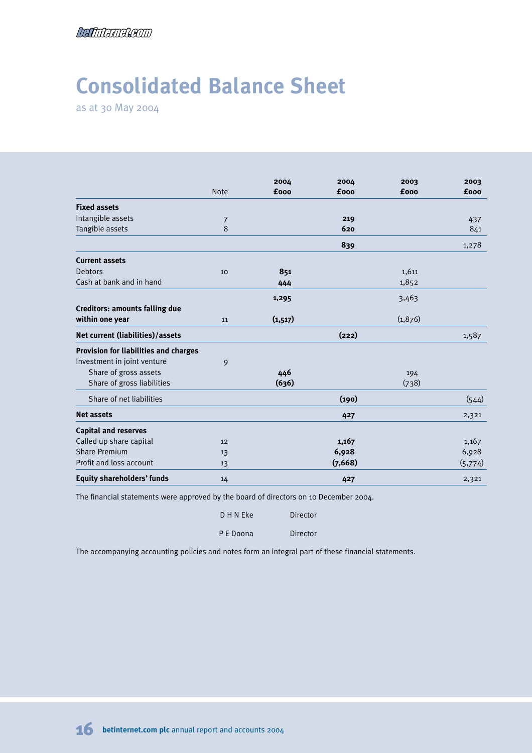# Consolidated Balance Sheet

as at 30 May 2004

| | Note | 2004 £000 | 2004 £000 | 2003 £000 | 2003 £000 |
|---|---|---|---|---|---|
| **Fixed assets** | | | | | |
| Intangible assets | 7 | | **219** | | 437 |
| Tangible assets | 8 | | **620** | | 841 |
| | | | **839** | | 1,278 |
| **Current assets** | | | | | |
| Debtors | 10 | **851** | | 1,611 | |
| Cash at bank and in hand | | **444** | | 1,852 | |
| | | **1,295** | | 3,463 | |
| **Creditors: amounts falling due within one year** | 11 | **(1,517)** | | (1,876) | |
| **Net current (liabilities)/assets** | | | **(222)** | | 1,587 |
| **Provision for liabilities and charges** | | | | | |
| Investment in joint venture | 9 | | | | |
| Share of gross assets | | **446** | | 194 | |
| Share of gross liabilities | | **(636)** | | (738) | |
| Share of net liabilities | | | **(190)** | | (544) |
| **Net assets** | | | **427** | | 2,321 |
| **Capital and reserves** | | | | | |
| Called up share capital | 12 | | **1,167** | | 1,167 |
| Share Premium | 13 | | **6,928** | | 6,928 |
| Profit and loss account | 13 | | **(7,668)** | | (5,774) |
| **Equity shareholders' funds** | 14 | | **427** | | 2,321 |

The financial statements were approved by the board of directors on 10 December 2004.

D H N Eke Director

P E Doona Director

The accompanying accounting policies and notes form an integral part of these financial statements.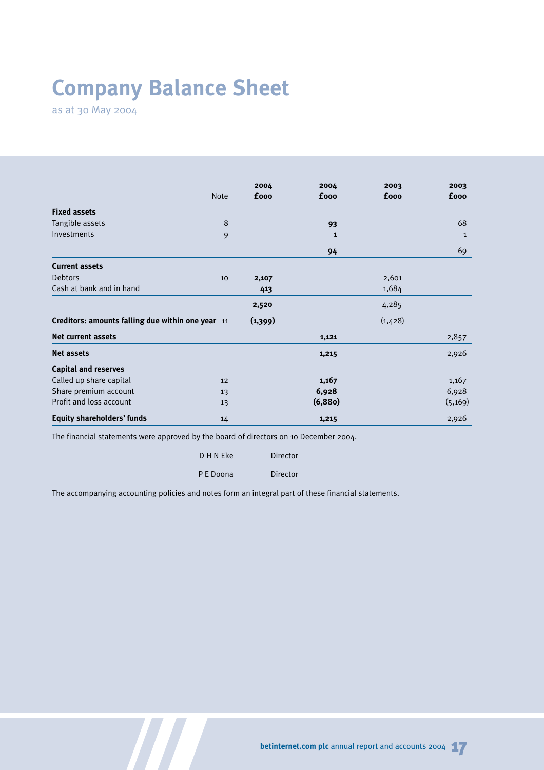# Company Balance Sheet

as at 30 May 2004

| | Note | 2004 £000 | 2004 £000 | 2003 £000 | 2003 £000 |
|---|---|---|---|---|---|
| **Fixed assets** | | | | | |
| Tangible assets | 8 | | **93** | | 68 |
| Investments | 9 | | **1** | | 1 |
| | | | **94** | | 69 |
| **Current assets** | | | | | |
| Debtors | 10 | **2,107** | | 2,601 | |
| Cash at bank and in hand | | **413** | | 1,684 | |
| | | **2,520** | | 4,285 | |
| **Creditors: amounts falling due within one year** | 11 | **(1,399)** | | (1,428) | |
| **Net current assets** | | | **1,121** | | 2,857 |
| **Net assets** | | | **1,215** | | 2,926 |
| **Capital and reserves** | | | | | |
| Called up share capital | 12 | | **1,167** | | 1,167 |
| Share premium account | 13 | | **6,928** | | 6,928 |
| Profit and loss account | 13 | | **(6,880)** | | (5,169) |
| **Equity shareholders' funds** | 14 | | **1,215** | | 2,926 |

The financial statements were approved by the board of directors on 10 December 2004.

D H N Eke Director

P E Doona Director

The accompanying accounting policies and notes form an integral part of these financial statements.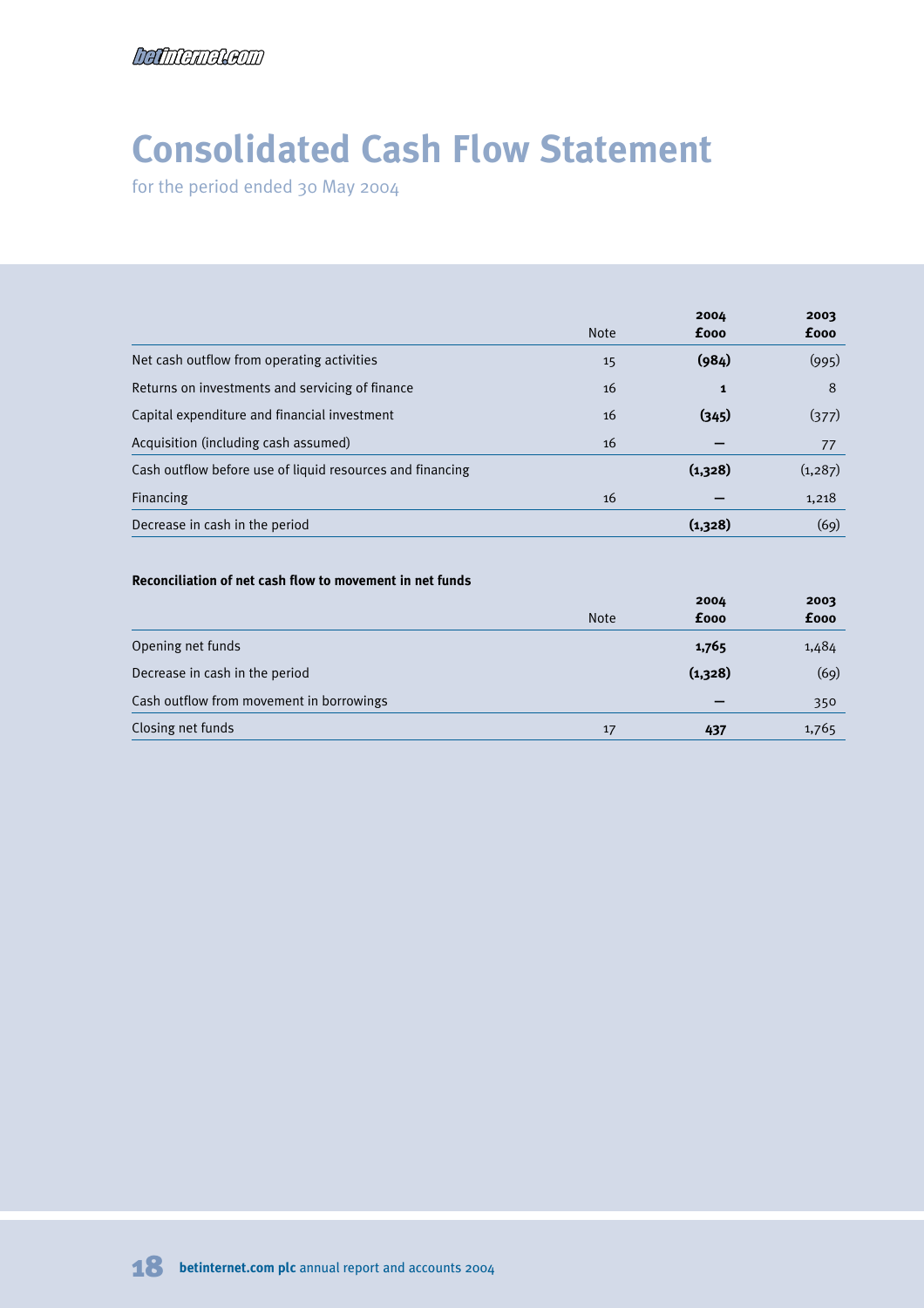# Consolidated Cash Flow Statement

for the period ended 30 May 2004

| | Note | 2004 £000 | 2003 £000 |
|---|---|---|---|
| Net cash outflow from operating activities | 15 | **(984)** | (995) |
| Returns on investments and servicing of finance | 16 | **1** | 8 |
| Capital expenditure and financial investment | 16 | **(345)** | (377) |
| Acquisition (including cash assumed) | 16 | **–** | 77 |
| Cash outflow before use of liquid resources and financing | | **(1,328)** | (1,287) |
| Financing | 16 | **–** | 1,218 |
| Decrease in cash in the period | | **(1,328)** | (69) |

**Reconciliation of net cash flow to movement in net funds**

| | Note | 2004 £000 | 2003 £000 |
|---|---|---|---|
| Opening net funds | | **1,765** | 1,484 |
| Decrease in cash in the period | | **(1,328)** | (69) |
| Cash outflow from movement in borrowings | | **–** | 350 |
| Closing net funds | 17 | **437** | 1,765 |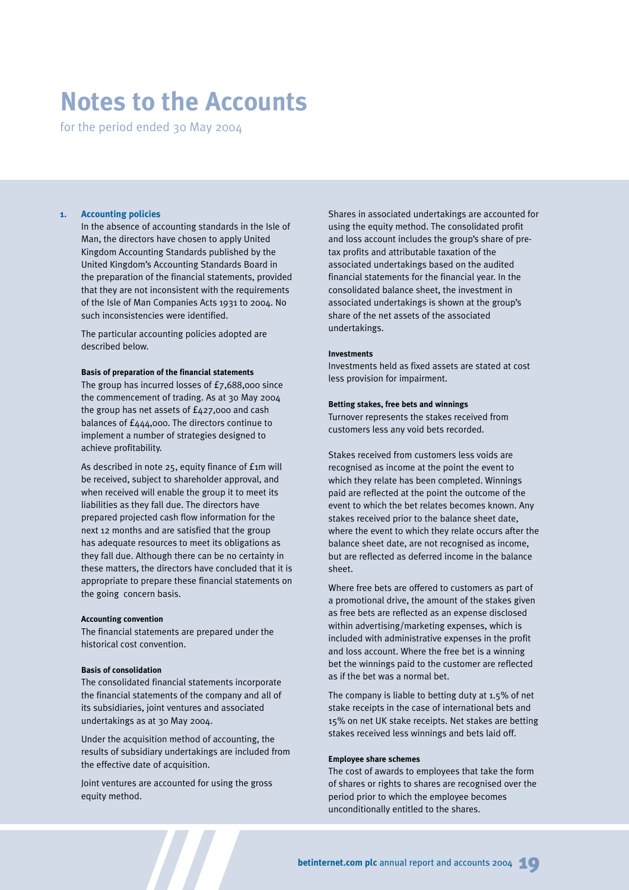# Notes to the Accounts

for the period ended 30 May 2004

## 1. Accounting policies

In the absence of accounting standards in the Isle of Man, the directors have chosen to apply United Kingdom Accounting Standards published by the United Kingdom's Accounting Standards Board in the preparation of the financial statements, provided that they are not inconsistent with the requirements of the Isle of Man Companies Acts 1931 to 2004. No such inconsistencies were identified.

The particular accounting policies adopted are described below.

**Basis of preparation of the financial statements**

The group has incurred losses of £7,688,000 since the commencement of trading. As at 30 May 2004 the group has net assets of £427,000 and cash balances of £444,000. The directors continue to implement a number of strategies designed to achieve profitability.

As described in note 25, equity finance of £1m will be received, subject to shareholder approval, and when received will enable the group it to meet its liabilities as they fall due. The directors have prepared projected cash flow information for the next 12 months and are satisfied that the group has adequate resources to meet its obligations as they fall due. Although there can be no certainty in these matters, the directors have concluded that it is appropriate to prepare these financial statements on the going concern basis.

**Accounting convention**

The financial statements are prepared under the historical cost convention.

**Basis of consolidation**

The consolidated financial statements incorporate the financial statements of the company and all of its subsidiaries, joint ventures and associated undertakings as at 30 May 2004.

Under the acquisition method of accounting, the results of subsidiary undertakings are included from the effective date of acquisition.

Joint ventures are accounted for using the gross equity method.

Shares in associated undertakings are accounted for using the equity method. The consolidated profit and loss account includes the group's share of pre-tax profits and attributable taxation of the associated undertakings based on the audited financial statements for the financial year. In the consolidated balance sheet, the investment in associated undertakings is shown at the group's share of the net assets of the associated undertakings.

**Investments**

Investments held as fixed assets are stated at cost less provision for impairment.

**Betting stakes, free bets and winnings**

Turnover represents the stakes received from customers less any void bets recorded.

Stakes received from customers less voids are recognised as income at the point the event to which they relate has been completed. Winnings paid are reflected at the point the outcome of the event to which the bet relates becomes known. Any stakes received prior to the balance sheet date, where the event to which they relate occurs after the balance sheet date, are not recognised as income, but are reflected as deferred income in the balance sheet.

Where free bets are offered to customers as part of a promotional drive, the amount of the stakes given as free bets are reflected as an expense disclosed within advertising/marketing expenses, which is included with administrative expenses in the profit and loss account. Where the free bet is a winning bet the winnings paid to the customer are reflected as if the bet was a normal bet.

The company is liable to betting duty at 1.5% of net stake receipts in the case of international bets and 15% on net UK stake receipts. Net stakes are betting stakes received less winnings and bets laid off.

**Employee share schemes**

The cost of awards to employees that take the form of shares or rights to shares are recognised over the period prior to which the employee becomes unconditionally entitled to the shares.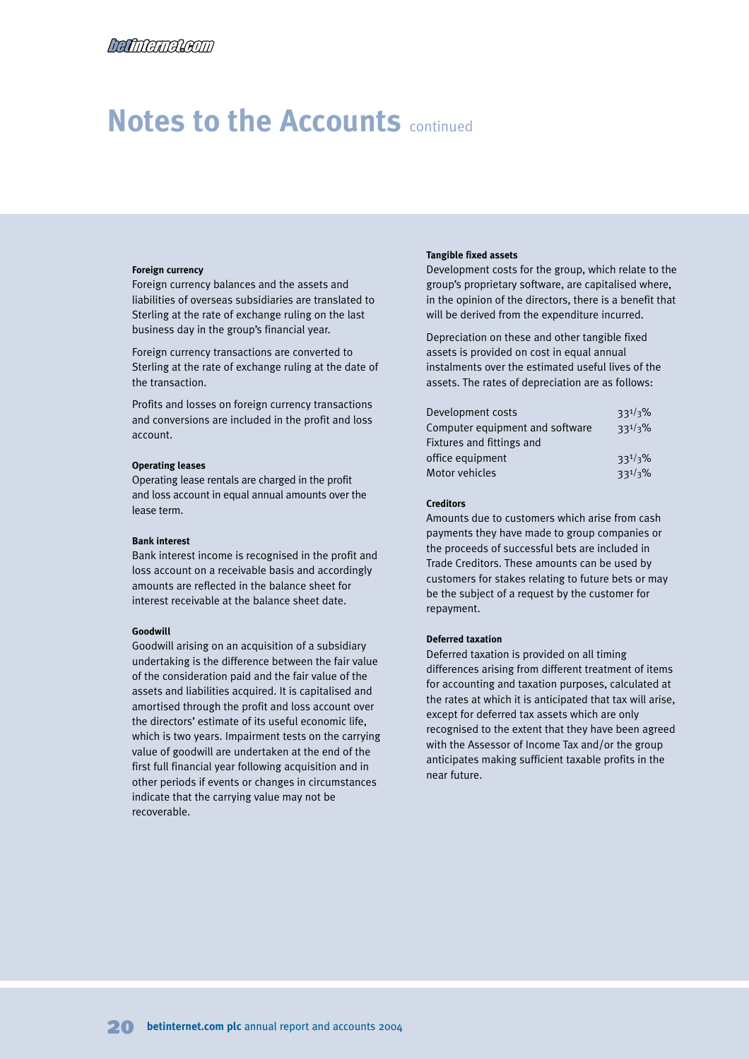# Notes to the Accounts continued

#### Foreign currency

Foreign currency balances and the assets and liabilities of overseas subsidiaries are translated to Sterling at the rate of exchange ruling on the last business day in the group's financial year.

Foreign currency transactions are converted to Sterling at the rate of exchange ruling at the date of the transaction.

Profits and losses on foreign currency transactions and conversions are included in the profit and loss account.

#### Operating leases

Operating lease rentals are charged in the profit and loss account in equal annual amounts over the lease term.

#### Bank interest

Bank interest income is recognised in the profit and loss account on a receivable basis and accordingly amounts are reflected in the balance sheet for interest receivable at the balance sheet date.

#### Goodwill

Goodwill arising on an acquisition of a subsidiary undertaking is the difference between the fair value of the consideration paid and the fair value of the assets and liabilities acquired. It is capitalised and amortised through the profit and loss account over the directors' estimate of its useful economic life, which is two years. Impairment tests on the carrying value of goodwill are undertaken at the end of the first full financial year following acquisition and in other periods if events or changes in circumstances indicate that the carrying value may not be recoverable.

#### Tangible fixed assets

Development costs for the group, which relate to the group's proprietary software, are capitalised where, in the opinion of the directors, there is a benefit that will be derived from the expenditure incurred.

Depreciation on these and other tangible fixed assets is provided on cost in equal annual instalments over the estimated useful lives of the assets. The rates of depreciation are as follows:

| | |
|---|---|
| Development costs | 33 1/3% |
| Computer equipment and software | 33 1/3% |
| Fixtures and fittings and office equipment | 33 1/3% |
| Motor vehicles | 33 1/3% |

#### Creditors

Amounts due to customers which arise from cash payments they have made to group companies or the proceeds of successful bets are included in Trade Creditors. These amounts can be used by customers for stakes relating to future bets or may be the subject of a request by the customer for repayment.

#### Deferred taxation

Deferred taxation is provided on all timing differences arising from different treatment of items for accounting and taxation purposes, calculated at the rates at which it is anticipated that tax will arise, except for deferred tax assets which are only recognised to the extent that they have been agreed with the Assessor of Income Tax and/or the group anticipates making sufficient taxable profits in the near future.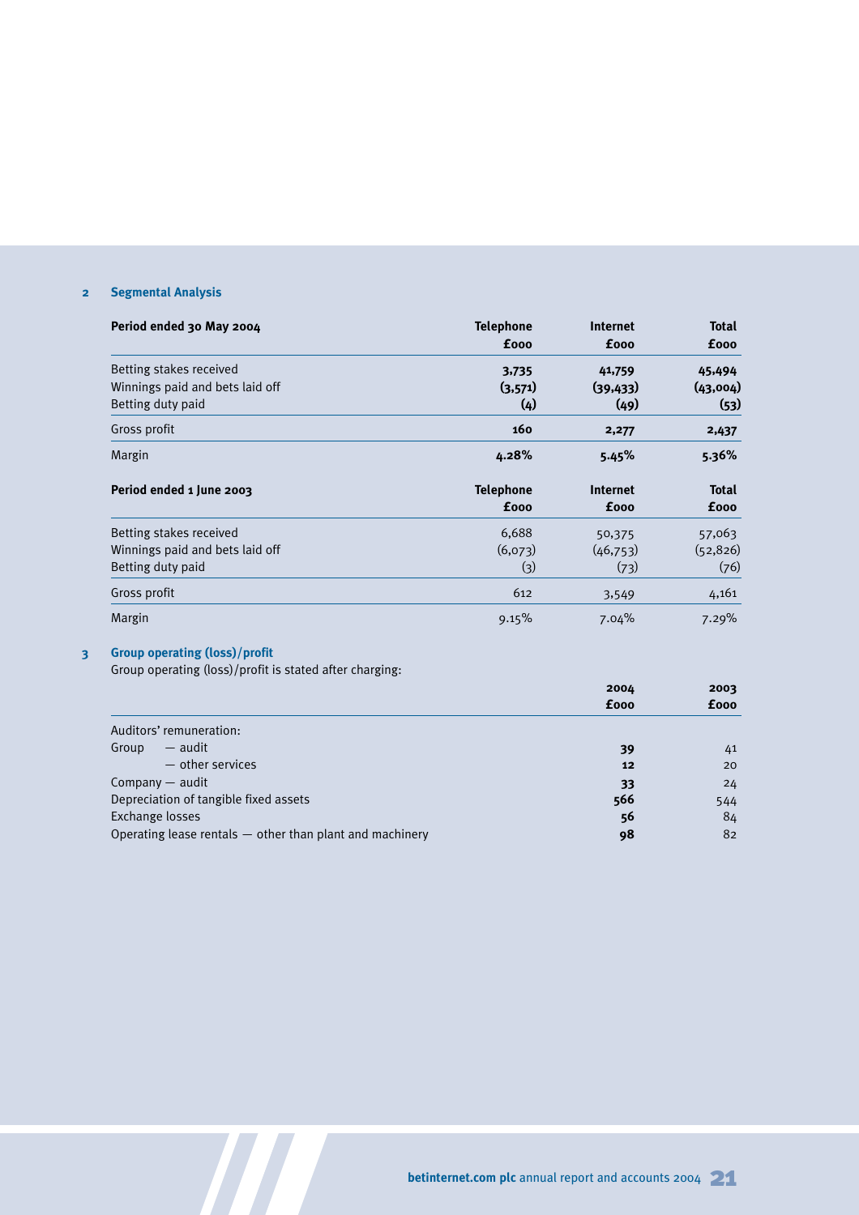## 2 Segmental Analysis

| Period ended 30 May 2004 | Telephone £000 | Internet £000 | Total £000 |
|---|---|---|---|
| Betting stakes received | **3,735** | **41,759** | **45,494** |
| Winnings paid and bets laid off | **(3,571)** | **(39,433)** | **(43,004)** |
| Betting duty paid | **(4)** | **(49)** | **(53)** |
| Gross profit | **160** | **2,277** | **2,437** |
| Margin | **4.28%** | **5.45%** | **5.36%** |

| Period ended 1 June 2003 | Telephone £000 | Internet £000 | Total £000 |
|---|---|---|---|
| Betting stakes received | 6,688 | 50,375 | 57,063 |
| Winnings paid and bets laid off | (6,073) | (46,753) | (52,826) |
| Betting duty paid | (3) | (73) | (76) |
| Gross profit | 612 | 3,549 | 4,161 |
| Margin | 9.15% | 7.04% | 7.29% |

## 3 Group operating (loss)/profit

Group operating (loss)/profit is stated after charging:

| | 2004 £000 | 2003 £000 |
|---|---|---|
| Auditors' remuneration: | | |
| Group — audit | **39** | 41 |
| — other services | **12** | 20 |
| Company — audit | **33** | 24 |
| Depreciation of tangible fixed assets | **566** | 544 |
| Exchange losses | **56** | 84 |
| Operating lease rentals — other than plant and machinery | **98** | 82 |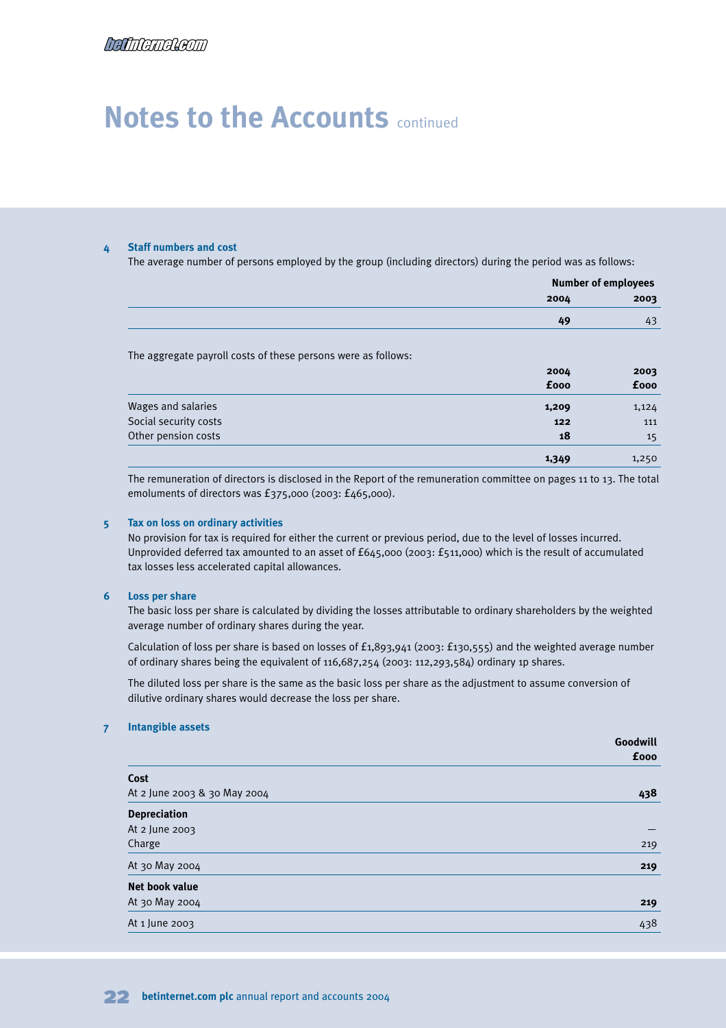# Notes to the Accounts continued

### 4 Staff numbers and cost

The average number of persons employed by the group (including directors) during the period was as follows:

| | Number of employees | |
|---|---|---|
| | **2004** | **2003** |
| | **49** | 43 |

The aggregate payroll costs of these persons were as follows:

| | **2004 £000** | **2003 £000** |
|---|---|---|
| Wages and salaries | **1,209** | 1,124 |
| Social security costs | **122** | 111 |
| Other pension costs | **18** | 15 |
| | **1,349** | 1,250 |

The remuneration of directors is disclosed in the Report of the remuneration committee on pages 11 to 13. The total emoluments of directors was £375,000 (2003: £465,000).

### 5 Tax on loss on ordinary activities

No provision for tax is required for either the current or previous period, due to the level of losses incurred. Unprovided deferred tax amounted to an asset of £645,000 (2003: £511,000) which is the result of accumulated tax losses less accelerated capital allowances.

### 6 Loss per share

The basic loss per share is calculated by dividing the losses attributable to ordinary shareholders by the weighted average number of ordinary shares during the year.

Calculation of loss per share is based on losses of £1,893,941 (2003: £130,555) and the weighted average number of ordinary shares being the equivalent of 116,687,254 (2003: 112,293,584) ordinary 1p shares.

The diluted loss per share is the same as the basic loss per share as the adjustment to assume conversion of dilutive ordinary shares would decrease the loss per share.

### 7 Intangible assets

| | **Goodwill £000** |
|---|---|
| **Cost** | |
| At 2 June 2003 & 30 May 2004 | **438** |
| **Depreciation** | |
| At 2 June 2003 | — |
| Charge | 219 |
| At 30 May 2004 | **219** |
| **Net book value** | |
| At 30 May 2004 | **219** |
| At 1 June 2003 | 438 |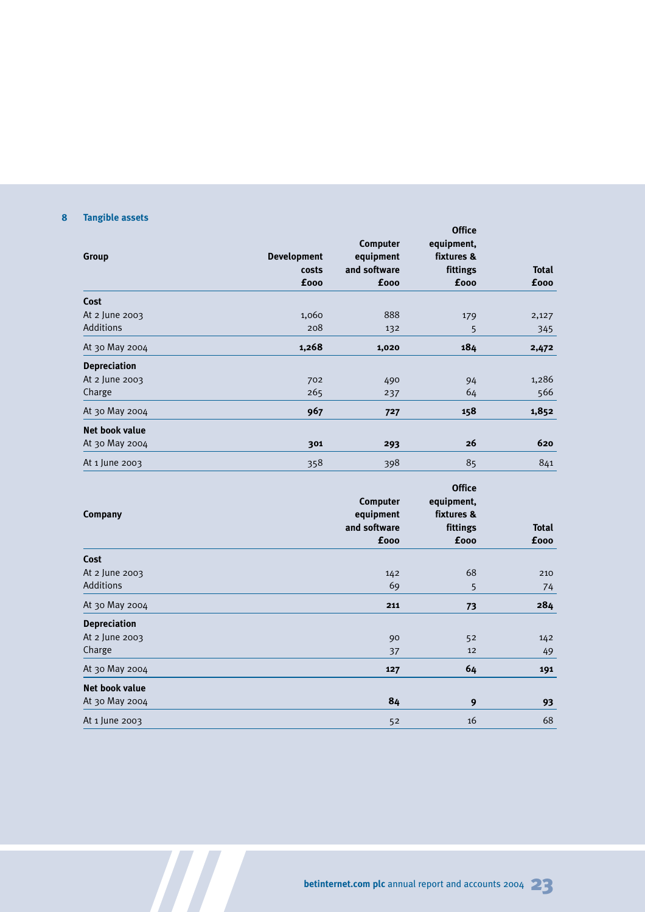## 8 Tangible assets

| Group | Development costs £000 | Computer equipment and software £000 | Office equipment, fixtures & fittings £000 | Total £000 |
|---|---|---|---|---|
| **Cost** | | | | |
| At 2 June 2003 | 1,060 | 888 | 179 | 2,127 |
| Additions | 208 | 132 | 5 | 345 |
| At 30 May 2004 | **1,268** | **1,020** | **184** | **2,472** |
| **Depreciation** | | | | |
| At 2 June 2003 | 702 | 490 | 94 | 1,286 |
| Charge | 265 | 237 | 64 | 566 |
| At 30 May 2004 | **967** | **727** | **158** | **1,852** |
| **Net book value** | | | | |
| At 30 May 2004 | **301** | **293** | **26** | **620** |
| At 1 June 2003 | 358 | 398 | 85 | 841 |

| Company | Computer equipment and software £000 | Office equipment, fixtures & fittings £000 | Total £000 |
|---|---|---|---|
| **Cost** | | | |
| At 2 June 2003 | 142 | 68 | 210 |
| Additions | 69 | 5 | 74 |
| At 30 May 2004 | **211** | **73** | **284** |
| **Depreciation** | | | |
| At 2 June 2003 | 90 | 52 | 142 |
| Charge | 37 | 12 | 49 |
| At 30 May 2004 | **127** | **64** | **191** |
| **Net book value** | | | |
| At 30 May 2004 | **84** | **9** | **93** |
| At 1 June 2003 | 52 | 16 | 68 |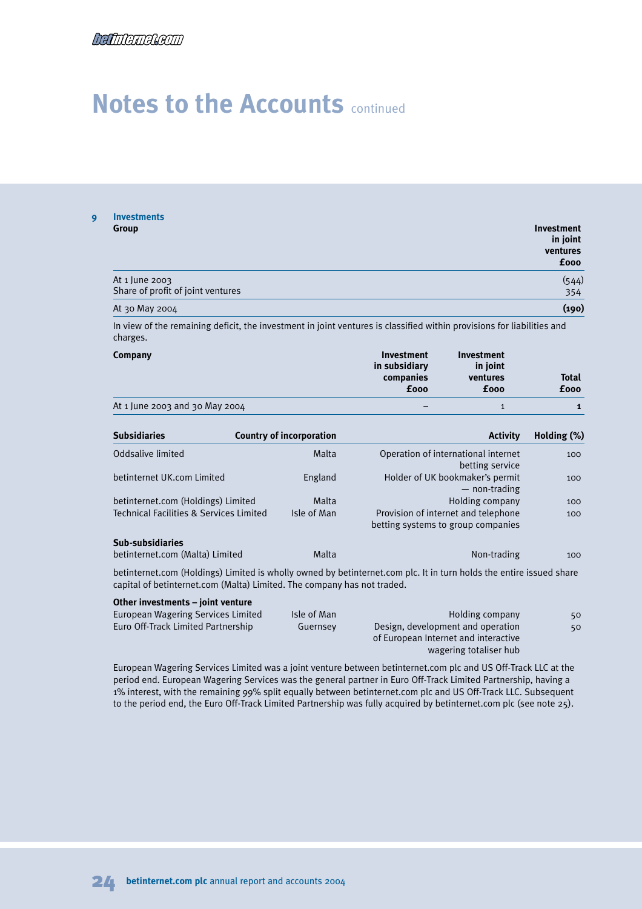# Notes to the Accounts continued

**9 Investments**

**Group**

| | Investment in joint ventures £000 |
|---|---|
| At 1 June 2003 | (544) |
| Share of profit of joint ventures | 354 |
| At 30 May 2004 | **(190)** |

In view of the remaining deficit, the investment in joint ventures is classified within provisions for liabilities and charges.

**Company**

| | Investment in subsidiary companies £000 | Investment in joint ventures £000 | Total £000 |
|---|---|---|---|
| At 1 June 2003 and 30 May 2004 | – | 1 | **1** |

| Subsidiaries | Country of incorporation | Activity | Holding (%) |
|---|---|---|---|
| Oddsalive limited | Malta | Operation of international internet betting service | 100 |
| betinternet UK.com Limited | England | Holder of UK bookmaker's permit — non-trading | 100 |
| betinternet.com (Holdings) Limited | Malta | Holding company | 100 |
| Technical Facilities & Services Limited | Isle of Man | Provision of internet and telephone betting systems to group companies | 100 |
| **Sub-subsidiaries** | | | |
| betinternet.com (Malta) Limited | Malta | Non-trading | 100 |

betinternet.com (Holdings) Limited is wholly owned by betinternet.com plc. It in turn holds the entire issued share capital of betinternet.com (Malta) Limited. The company has not traded.

| Other investments – joint venture | | | |
|---|---|---|---|
| European Wagering Services Limited | Isle of Man | Holding company | 50 |
| Euro Off-Track Limited Partnership | Guernsey | Design, development and operation of European Internet and interactive wagering totaliser hub | 50 |

European Wagering Services Limited was a joint venture between betinternet.com plc and US Off-Track LLC at the period end. European Wagering Services was the general partner in Euro Off-Track Limited Partnership, having a 1% interest, with the remaining 99% split equally between betinternet.com plc and US Off-Track LLC. Subsequent to the period end, the Euro Off-Track Limited Partnership was fully acquired by betinternet.com plc (see note 25).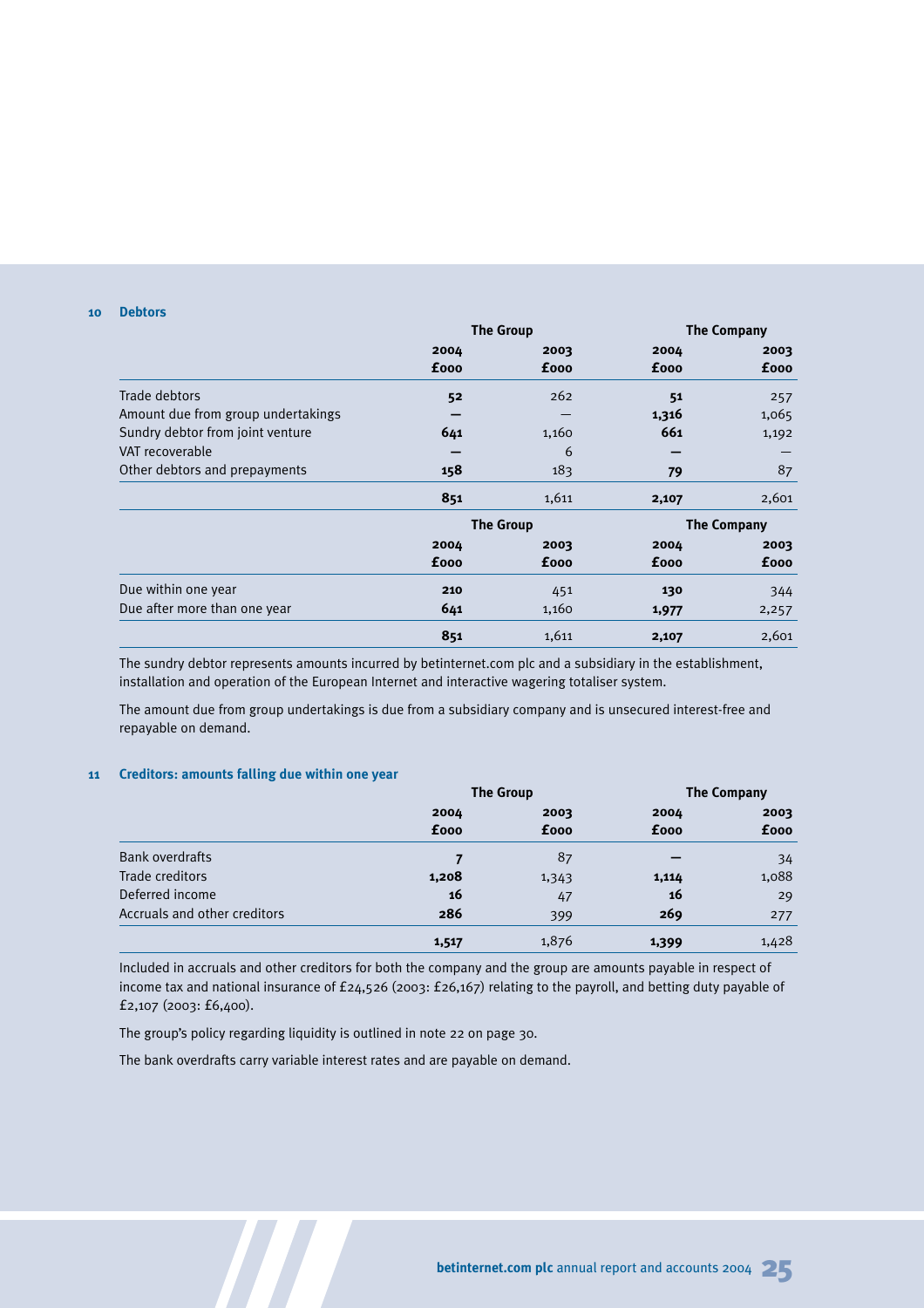## 10 Debtors

| | The Group | | The Company | |
|---|---|---|---|---|
| | **2004** | **2003** | **2004** | **2003** |
| | **£000** | **£000** | **£000** | **£000** |
| Trade debtors | **52** | 262 | **51** | 257 |
| Amount due from group undertakings | **—** | — | **1,316** | 1,065 |
| Sundry debtor from joint venture | **641** | 1,160 | **661** | 1,192 |
| VAT recoverable | **—** | 6 | **—** | — |
| Other debtors and prepayments | **158** | 183 | **79** | 87 |
| | **851** | 1,611 | **2,107** | 2,601 |

| | The Group | | The Company | |
|---|---|---|---|---|
| | **2004** | **2003** | **2004** | **2003** |
| | **£000** | **£000** | **£000** | **£000** |
| Due within one year | **210** | 451 | **130** | 344 |
| Due after more than one year | **641** | 1,160 | **1,977** | 2,257 |
| | **851** | 1,611 | **2,107** | 2,601 |

The sundry debtor represents amounts incurred by betinternet.com plc and a subsidiary in the establishment, installation and operation of the European Internet and interactive wagering totaliser system.

The amount due from group undertakings is due from a subsidiary company and is unsecured interest-free and repayable on demand.

## 11 Creditors: amounts falling due within one year

| | The Group | | The Company | |
|---|---|---|---|---|
| | **2004** | **2003** | **2004** | **2003** |
| | **£000** | **£000** | **£000** | **£000** |
| Bank overdrafts | **7** | 87 | **—** | 34 |
| Trade creditors | **1,208** | 1,343 | **1,114** | 1,088 |
| Deferred income | **16** | 47 | **16** | 29 |
| Accruals and other creditors | **286** | 399 | **269** | 277 |
| | **1,517** | 1,876 | **1,399** | 1,428 |

Included in accruals and other creditors for both the company and the group are amounts payable in respect of income tax and national insurance of £24,526 (2003: £26,167) relating to the payroll, and betting duty payable of £2,107 (2003: £6,400).

The group's policy regarding liquidity is outlined in note 22 on page 30.

The bank overdrafts carry variable interest rates and are payable on demand.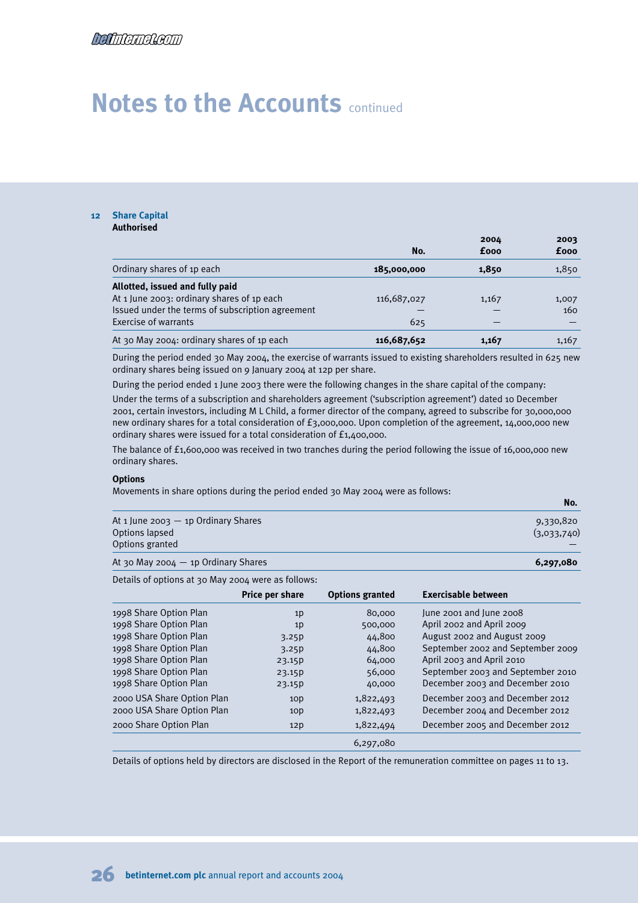# Notes to the Accounts continued

## 12 Share Capital

**Authorised**

| | No. | 2004 £000 | 2003 £000 |
|---|---|---|---|
| Ordinary shares of 1p each | **185,000,000** | **1,850** | 1,850 |
| **Allotted, issued and fully paid** | | | |
| At 1 June 2003: ordinary shares of 1p each | 116,687,027 | 1,167 | 1,007 |
| Issued under the terms of subscription agreement | — | — | 160 |
| Exercise of warrants | 625 | — | — |
| At 30 May 2004: ordinary shares of 1p each | **116,687,652** | **1,167** | 1,167 |

During the period ended 30 May 2004, the exercise of warrants issued to existing shareholders resulted in 625 new ordinary shares being issued on 9 January 2004 at 12p per share.

During the period ended 1 June 2003 there were the following changes in the share capital of the company:

Under the terms of a subscription and shareholders agreement ('subscription agreement') dated 10 December 2001, certain investors, including M L Child, a former director of the company, agreed to subscribe for 30,000,000 new ordinary shares for a total consideration of £3,000,000. Upon completion of the agreement, 14,000,000 new ordinary shares were issued for a total consideration of £1,400,000.

The balance of £1,600,000 was received in two tranches during the period following the issue of 16,000,000 new ordinary shares.

**Options**

Movements in share options during the period ended 30 May 2004 were as follows:

| | No. |
|---|---|
| At 1 June 2003 — 1p Ordinary Shares | 9,330,820 |
| Options lapsed | (3,033,740) |
| Options granted | — |
| At 30 May 2004 — 1p Ordinary Shares | **6,297,080** |

Details of options at 30 May 2004 were as follows:

| | Price per share | Options granted | Exercisable between |
|---|---|---|---|
| 1998 Share Option Plan | 1p | 80,000 | June 2001 and June 2008 |
| 1998 Share Option Plan | 1p | 500,000 | April 2002 and April 2009 |
| 1998 Share Option Plan | 3.25p | 44,800 | August 2002 and August 2009 |
| 1998 Share Option Plan | 3.25p | 44,800 | September 2002 and September 2009 |
| 1998 Share Option Plan | 23.15p | 64,000 | April 2003 and April 2010 |
| 1998 Share Option Plan | 23.15p | 56,000 | September 2003 and September 2010 |
| 1998 Share Option Plan | 23.15p | 40,000 | December 2003 and December 2010 |
| 2000 USA Share Option Plan | 10p | 1,822,493 | December 2003 and December 2012 |
| 2000 USA Share Option Plan | 10p | 1,822,493 | December 2004 and December 2012 |
| 2000 Share Option Plan | 12p | 1,822,494 | December 2005 and December 2012 |
| | | 6,297,080 | |

Details of options held by directors are disclosed in the Report of the remuneration committee on pages 11 to 13.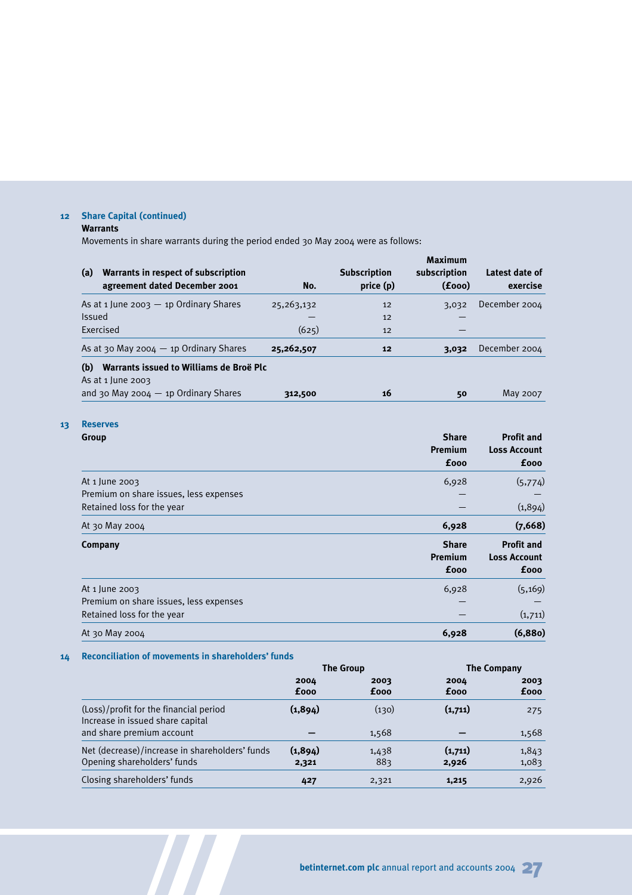## 12 Share Capital (continued)

**Warrants**

Movements in share warrants during the period ended 30 May 2004 were as follows:

| (a) Warrants in respect of subscription agreement dated December 2001 | No. | Subscription price (p) | Maximum subscription (£000) | Latest date of exercise |
|---|---|---|---|---|
| As at 1 June 2003 — 1p Ordinary Shares | 25,263,132 | 12 | 3,032 | December 2004 |
| Issued | — | 12 | — | |
| Exercised | (625) | 12 | — | |
| As at 30 May 2004 — 1p Ordinary Shares | **25,262,507** | **12** | **3,032** | December 2004 |
| **(b) Warrants issued to Williams de Broë Plc** | | | | |
| As at 1 June 2003 and 30 May 2004 — 1p Ordinary Shares | **312,500** | **16** | **50** | May 2007 |

## 13 Reserves

**Group**

| | Share Premium £000 | Profit and Loss Account £000 |
|---|---|---|
| At 1 June 2003 | 6,928 | (5,774) |
| Premium on share issues, less expenses | — | — |
| Retained loss for the year | — | (1,894) |
| At 30 May 2004 | **6,928** | **(7,668)** |

**Company**

| | Share Premium £000 | Profit and Loss Account £000 |
|---|---|---|
| At 1 June 2003 | 6,928 | (5,169) |
| Premium on share issues, less expenses | — | — |
| Retained loss for the year | — | (1,711) |
| At 30 May 2004 | **6,928** | **(6,880)** |

## 14 Reconciliation of movements in shareholders' funds

| | The Group | | The Company | |
|---|---|---|---|---|
| | 2004 £000 | 2003 £000 | 2004 £000 | 2003 £000 |
| (Loss)/profit for the financial period | **(1,894)** | (130) | **(1,711)** | 275 |
| Increase in issued share capital and share premium account | **—** | 1,568 | **—** | 1,568 |
| Net (decrease)/increase in shareholders' funds | **(1,894)** | 1,438 | **(1,711)** | 1,843 |
| Opening shareholders' funds | **2,321** | 883 | **2,926** | 1,083 |
| Closing shareholders' funds | **427** | 2,321 | **1,215** | 2,926 |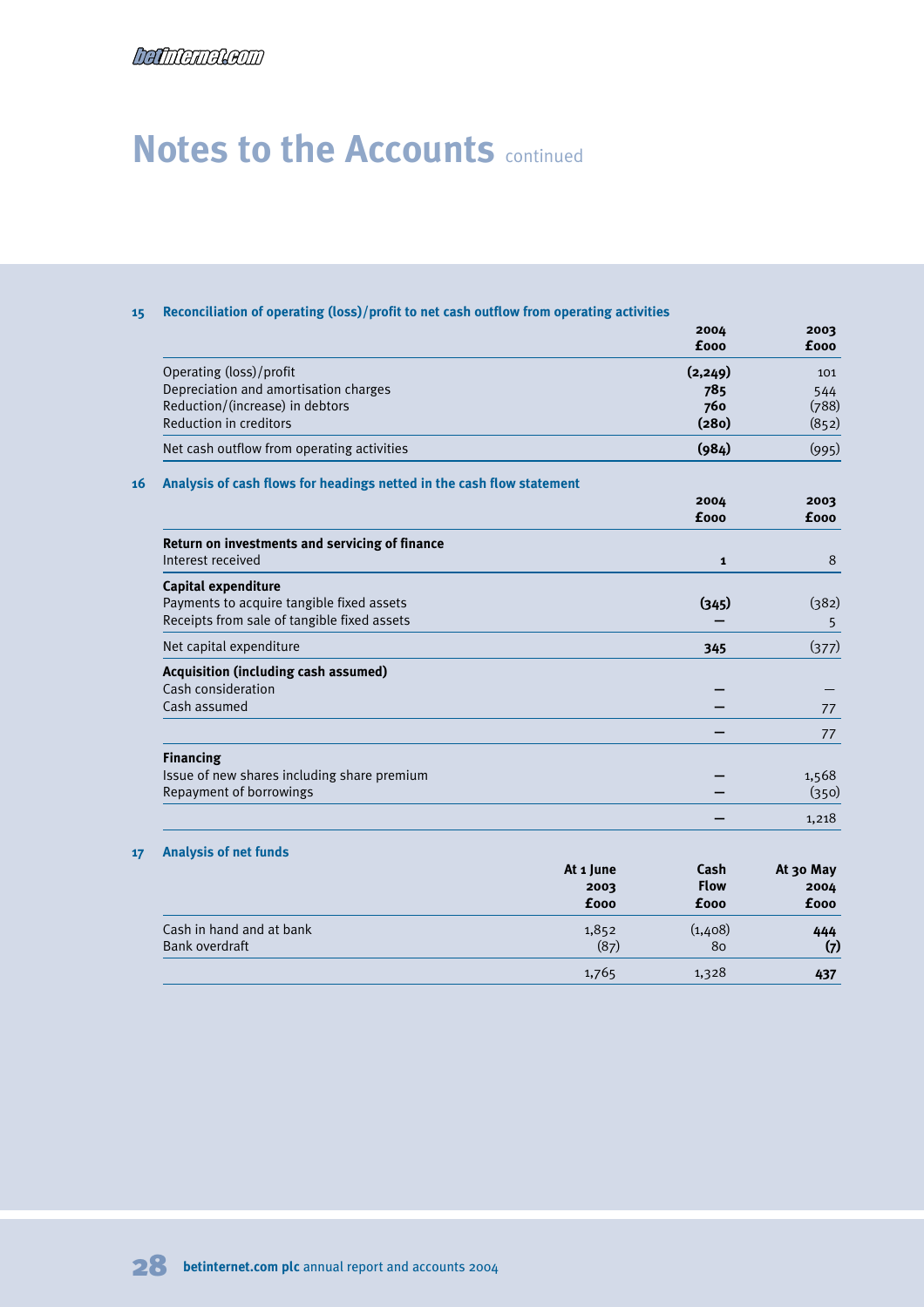# Notes to the Accounts continued

## 15 Reconciliation of operating (loss)/profit to net cash outflow from operating activities

| | 2004 £000 | 2003 £000 |
|---|---|---|
| Operating (loss)/profit | **(2,249)** | 101 |
| Depreciation and amortisation charges | **785** | 544 |
| Reduction/(increase) in debtors | **760** | (788) |
| Reduction in creditors | **(280)** | (852) |
| Net cash outflow from operating activities | **(984)** | (995) |

## 16 Analysis of cash flows for headings netted in the cash flow statement

| | 2004 £000 | 2003 £000 |
|---|---|---|
| **Return on investments and servicing of finance** | | |
| Interest received | **1** | 8 |
| **Capital expenditure** | | |
| Payments to acquire tangible fixed assets | **(345)** | (382) |
| Receipts from sale of tangible fixed assets | **–** | 5 |
| Net capital expenditure | **345** | (377) |
| **Acquisition (including cash assumed)** | | |
| Cash consideration | **–** | – |
| Cash assumed | **–** | 77 |
| | **–** | 77 |
| **Financing** | | |
| Issue of new shares including share premium | **–** | 1,568 |
| Repayment of borrowings | **–** | (350) |
| | **–** | 1,218 |

## 17 Analysis of net funds

| | At 1 June 2003 £000 | Cash Flow £000 | At 30 May 2004 £000 |
|---|---|---|---|
| Cash in hand and at bank | 1,852 | (1,408) | **444** |
| Bank overdraft | (87) | 80 | **(7)** |
| | 1,765 | 1,328 | **437** |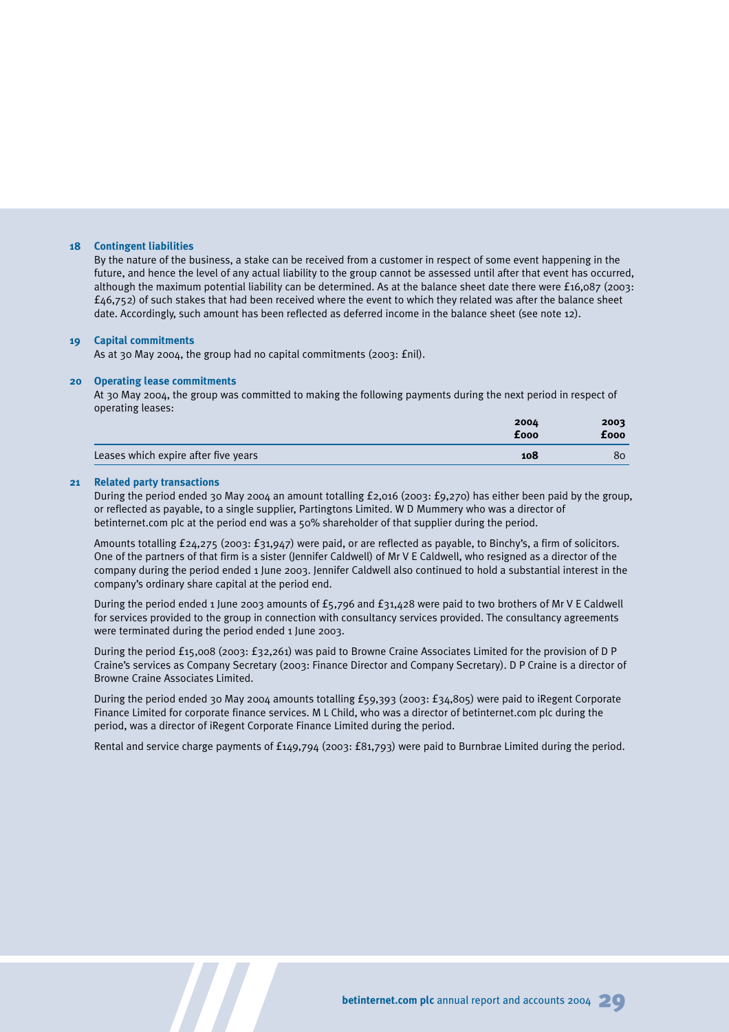## 18 Contingent liabilities

By the nature of the business, a stake can be received from a customer in respect of some event happening in the future, and hence the level of any actual liability to the group cannot be assessed until after that event has occurred, although the maximum potential liability can be determined. As at the balance sheet date there were £16,087 (2003: £46,752) of such stakes that had been received where the event to which they related was after the balance sheet date. Accordingly, such amount has been reflected as deferred income in the balance sheet (see note 12).

## 19 Capital commitments

As at 30 May 2004, the group had no capital commitments (2003: £nil).

## 20 Operating lease commitments

At 30 May 2004, the group was committed to making the following payments during the next period in respect of operating leases:

| | 2004 £000 | 2003 £000 |
|---|---|---|
| Leases which expire after five years | **108** | 80 |

## 21 Related party transactions

During the period ended 30 May 2004 an amount totalling £2,016 (2003: £9,270) has either been paid by the group, or reflected as payable, to a single supplier, Partingtons Limited. W D Mummery who was a director of betinternet.com plc at the period end was a 50% shareholder of that supplier during the period.

Amounts totalling £24,275 (2003: £31,947) were paid, or are reflected as payable, to Binchy's, a firm of solicitors. One of the partners of that firm is a sister (Jennifer Caldwell) of Mr V E Caldwell, who resigned as a director of the company during the period ended 1 June 2003. Jennifer Caldwell also continued to hold a substantial interest in the company's ordinary share capital at the period end.

During the period ended 1 June 2003 amounts of £5,796 and £31,428 were paid to two brothers of Mr V E Caldwell for services provided to the group in connection with consultancy services provided. The consultancy agreements were terminated during the period ended 1 June 2003.

During the period £15,008 (2003: £32,261) was paid to Browne Craine Associates Limited for the provision of D P Craine's services as Company Secretary (2003: Finance Director and Company Secretary). D P Craine is a director of Browne Craine Associates Limited.

During the period ended 30 May 2004 amounts totalling £59,393 (2003: £34,805) were paid to iRegent Corporate Finance Limited for corporate finance services. M L Child, who was a director of betinternet.com plc during the period, was a director of iRegent Corporate Finance Limited during the period.

Rental and service charge payments of £149,794 (2003: £81,793) were paid to Burnbrae Limited during the period.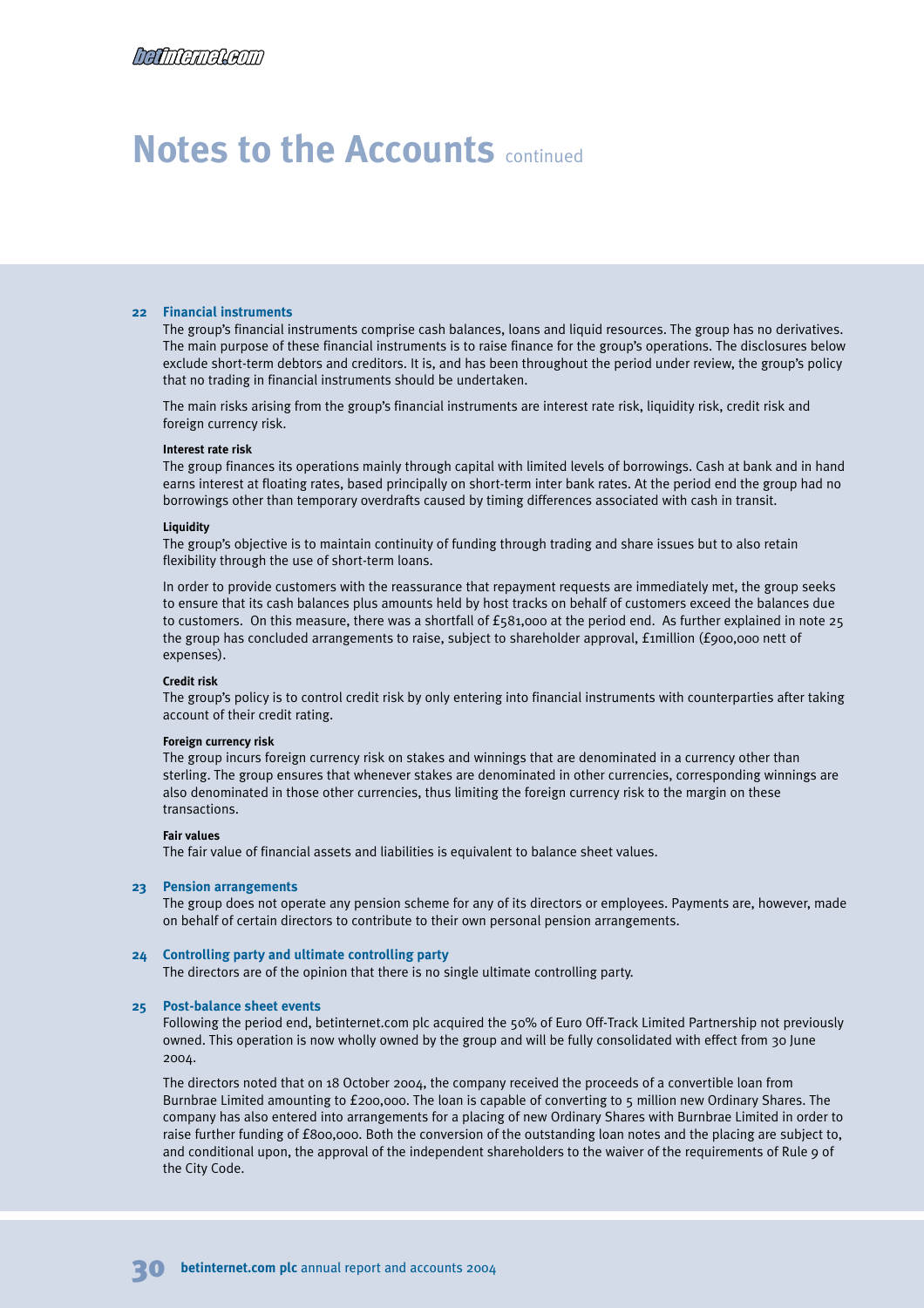# Notes to the Accounts continued

## 22 Financial instruments

The group's financial instruments comprise cash balances, loans and liquid resources. The group has no derivatives. The main purpose of these financial instruments is to raise finance for the group's operations. The disclosures below exclude short-term debtors and creditors. It is, and has been throughout the period under review, the group's policy that no trading in financial instruments should be undertaken.

The main risks arising from the group's financial instruments are interest rate risk, liquidity risk, credit risk and foreign currency risk.

**Interest rate risk**

The group finances its operations mainly through capital with limited levels of borrowings. Cash at bank and in hand earns interest at floating rates, based principally on short-term inter bank rates. At the period end the group had no borrowings other than temporary overdrafts caused by timing differences associated with cash in transit.

**Liquidity**

The group's objective is to maintain continuity of funding through trading and share issues but to also retain flexibility through the use of short-term loans.

In order to provide customers with the reassurance that repayment requests are immediately met, the group seeks to ensure that its cash balances plus amounts held by host tracks on behalf of customers exceed the balances due to customers. On this measure, there was a shortfall of £581,000 at the period end. As further explained in note 25 the group has concluded arrangements to raise, subject to shareholder approval, £1million (£900,000 nett of expenses).

**Credit risk**

The group's policy is to control credit risk by only entering into financial instruments with counterparties after taking account of their credit rating.

**Foreign currency risk**

The group incurs foreign currency risk on stakes and winnings that are denominated in a currency other than sterling. The group ensures that whenever stakes are denominated in other currencies, corresponding winnings are also denominated in those other currencies, thus limiting the foreign currency risk to the margin on these transactions.

**Fair values**

The fair value of financial assets and liabilities is equivalent to balance sheet values.

## 23 Pension arrangements

The group does not operate any pension scheme for any of its directors or employees. Payments are, however, made on behalf of certain directors to contribute to their own personal pension arrangements.

## 24 Controlling party and ultimate controlling party

The directors are of the opinion that there is no single ultimate controlling party.

## 25 Post-balance sheet events

Following the period end, betinternet.com plc acquired the 50% of Euro Off-Track Limited Partnership not previously owned. This operation is now wholly owned by the group and will be fully consolidated with effect from 30 June 2004.

The directors noted that on 18 October 2004, the company received the proceeds of a convertible loan from Burnbrae Limited amounting to £200,000. The loan is capable of converting to 5 million new Ordinary Shares. The company has also entered into arrangements for a placing of new Ordinary Shares with Burnbrae Limited in order to raise further funding of £800,000. Both the conversion of the outstanding loan notes and the placing are subject to, and conditional upon, the approval of the independent shareholders to the waiver of the requirements of Rule 9 of the City Code.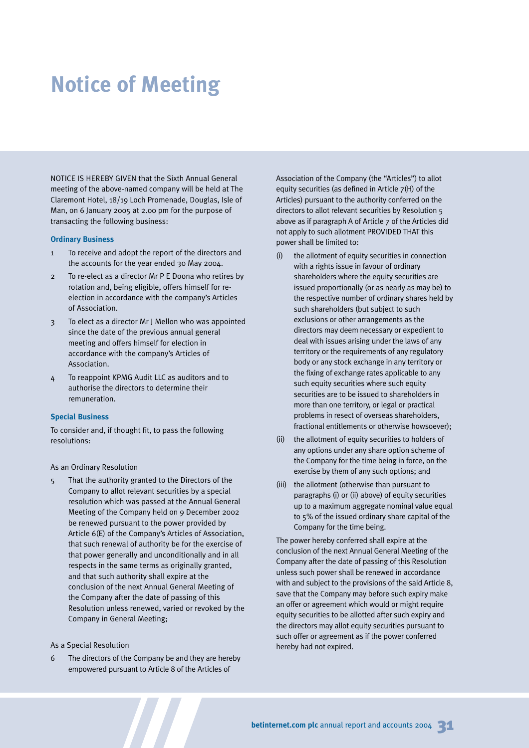# Notice of Meeting

NOTICE IS HEREBY GIVEN that the Sixth Annual General meeting of the above-named company will be held at The Claremont Hotel, 18/19 Loch Promenade, Douglas, Isle of Man, on 6 January 2005 at 2.00 pm for the purpose of transacting the following business:

### Ordinary Business

1. To receive and adopt the report of the directors and the accounts for the year ended 30 May 2004.
2. To re-elect as a director Mr P E Doona who retires by rotation and, being eligible, offers himself for re-election in accordance with the company's Articles of Association.
3. To elect as a director Mr J Mellon who was appointed since the date of the previous annual general meeting and offers himself for election in accordance with the company's Articles of Association.
4. To reappoint KPMG Audit LLC as auditors and to authorise the directors to determine their remuneration.

### Special Business

To consider and, if thought fit, to pass the following resolutions:

As an Ordinary Resolution

5. That the authority granted to the Directors of the Company to allot relevant securities by a special resolution which was passed at the Annual General Meeting of the Company held on 9 December 2002 be renewed pursuant to the power provided by Article 6(E) of the Company's Articles of Association, that such renewal of authority be for the exercise of that power generally and unconditionally and in all respects in the same terms as originally granted, and that such authority shall expire at the conclusion of the next Annual General Meeting of the Company after the date of passing of this Resolution unless renewed, varied or revoked by the Company in General Meeting;

As a Special Resolution

6. The directors of the Company be and they are hereby empowered pursuant to Article 8 of the Articles of Association of the Company (the "Articles") to allot equity securities (as defined in Article 7(H) of the Articles) pursuant to the authority conferred on the directors to allot relevant securities by Resolution 5 above as if paragraph A of Article 7 of the Articles did not apply to such allotment PROVIDED THAT this power shall be limited to:

   (i) the allotment of equity securities in connection with a rights issue in favour of ordinary shareholders where the equity securities are issued proportionally (or as nearly as may be) to the respective number of ordinary shares held by such shareholders (but subject to such exclusions or other arrangements as the directors may deem necessary or expedient to deal with issues arising under the laws of any territory or the requirements of any regulatory body or any stock exchange in any territory or the fixing of exchange rates applicable to any such equity securities where such equity securities are to be issued to shareholders in more than one territory, or legal or practical problems in resect of overseas shareholders, fractional entitlements or otherwise howsoever);

   (ii) the allotment of equity securities to holders of any options under any share option scheme of the Company for the time being in force, on the exercise by them of any such options; and

   (iii) the allotment (otherwise than pursuant to paragraphs (i) or (ii) above) of equity securities up to a maximum aggregate nominal value equal to 5% of the issued ordinary share capital of the Company for the time being.

   The power hereby conferred shall expire at the conclusion of the next Annual General Meeting of the Company after the date of passing of this Resolution unless such power shall be renewed in accordance with and subject to the provisions of the said Article 8, save that the Company may before such expiry make an offer or agreement which would or might require equity securities to be allotted after such expiry and the directors may allot equity securities pursuant to such offer or agreement as if the power conferred hereby had not expired.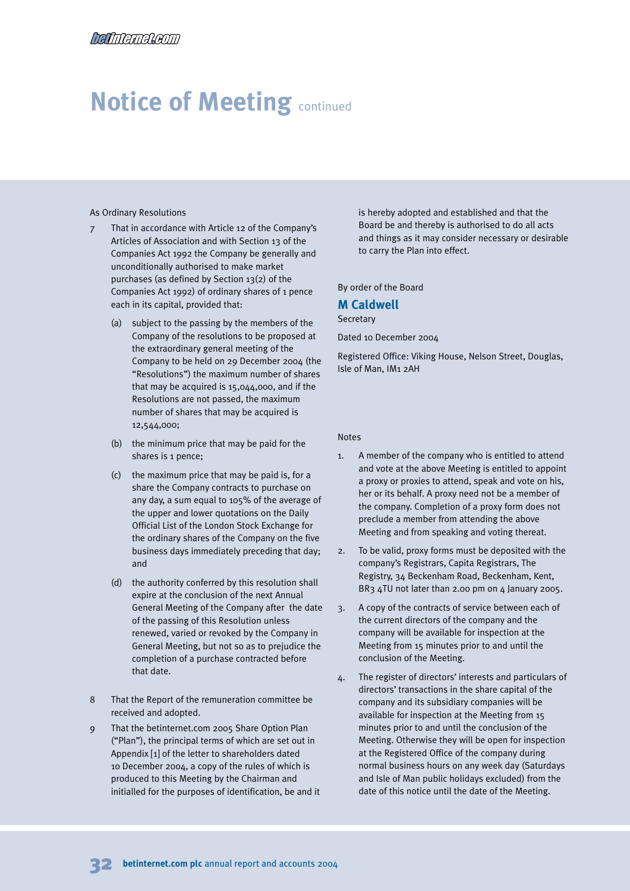# Notice of Meeting continued

As Ordinary Resolutions

7 That in accordance with Article 12 of the Company's Articles of Association and with Section 13 of the Companies Act 1992 the Company be generally and unconditionally authorised to make market purchases (as defined by Section 13(2) of the Companies Act 1992) of ordinary shares of 1 pence each in its capital, provided that:

   (a) subject to the passing by the members of the Company of the resolutions to be proposed at the extraordinary general meeting of the Company to be held on 29 December 2004 (the "Resolutions") the maximum number of shares that may be acquired is 15,044,000, and if the Resolutions are not passed, the maximum number of shares that may be acquired is 12,544,000;

   (b) the minimum price that may be paid for the shares is 1 pence;

   (c) the maximum price that may be paid is, for a share the Company contracts to purchase on any day, a sum equal to 105% of the average of the upper and lower quotations on the Daily Official List of the London Stock Exchange for the ordinary shares of the Company on the five business days immediately preceding that day; and

   (d) the authority conferred by this resolution shall expire at the conclusion of the next Annual General Meeting of the Company after the date of the passing of this Resolution unless renewed, varied or revoked by the Company in General Meeting, but not so as to prejudice the completion of a purchase contracted before that date.

8 That the Report of the remuneration committee be received and adopted.

9 That the betinternet.com 2005 Share Option Plan ("Plan"), the principal terms of which are set out in Appendix [1] of the letter to shareholders dated 10 December 2004, a copy of the rules of which is produced to this Meeting by the Chairman and initialled for the purposes of identification, be and it is hereby adopted and established and that the Board be and thereby is authorised to do all acts and things as it may consider necessary or desirable to carry the Plan into effect.

By order of the Board

**M Caldwell**
Secretary

Dated 10 December 2004

Registered Office: Viking House, Nelson Street, Douglas, Isle of Man, IM1 2AH

Notes

1. A member of the company who is entitled to attend and vote at the above Meeting is entitled to appoint a proxy or proxies to attend, speak and vote on his, her or its behalf. A proxy need not be a member of the company. Completion of a proxy form does not preclude a member from attending the above Meeting and from speaking and voting thereat.
2. To be valid, proxy forms must be deposited with the company's Registrars, Capita Registrars, The Registry, 34 Beckenham Road, Beckenham, Kent, BR3 4TU not later than 2.00 pm on 4 January 2005.
3. A copy of the contracts of service between each of the current directors of the company and the company will be available for inspection at the Meeting from 15 minutes prior to and until the conclusion of the Meeting.
4. The register of directors' interests and particulars of directors' transactions in the share capital of the company and its subsidiary companies will be available for inspection at the Meeting from 15 minutes prior to and until the conclusion of the Meeting. Otherwise they will be open for inspection at the Registered Office of the company during normal business hours on any week day (Saturdays and Isle of Man public holidays excluded) from the date of this notice until the date of the Meeting.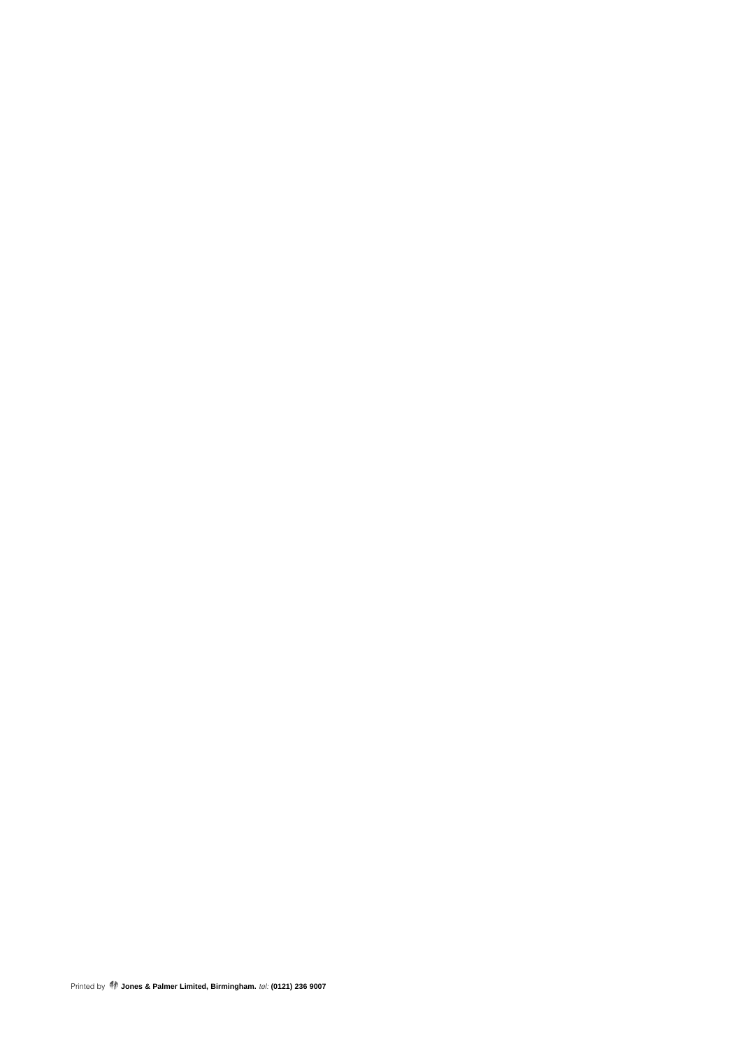Printed by **Jones & Palmer Limited, Birmingham.** *tel:* **(0121) 236 9007**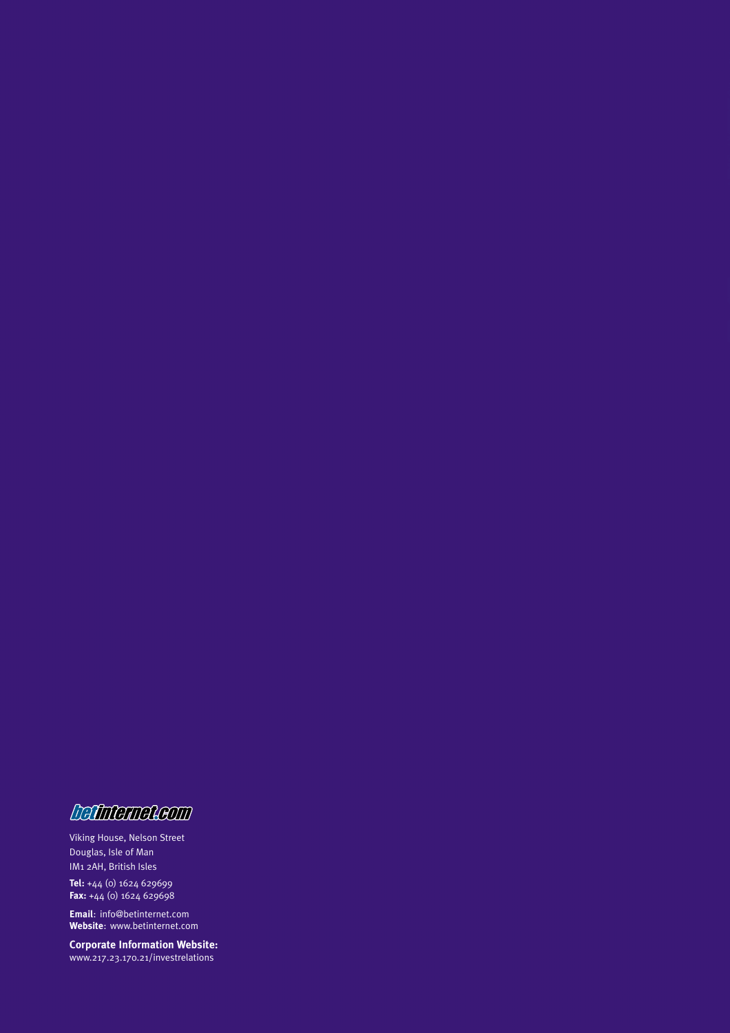betinternet.com

Viking House, Nelson Street
Douglas, Isle of Man
IM1 2AH, British Isles

**Tel:** +44 (0) 1624 629699
**Fax:** +44 (0) 1624 629698

**Email**: info@betinternet.com
**Website**: www.betinternet.com

**Corporate Information Website:**
www.217.23.170.21/investrelations